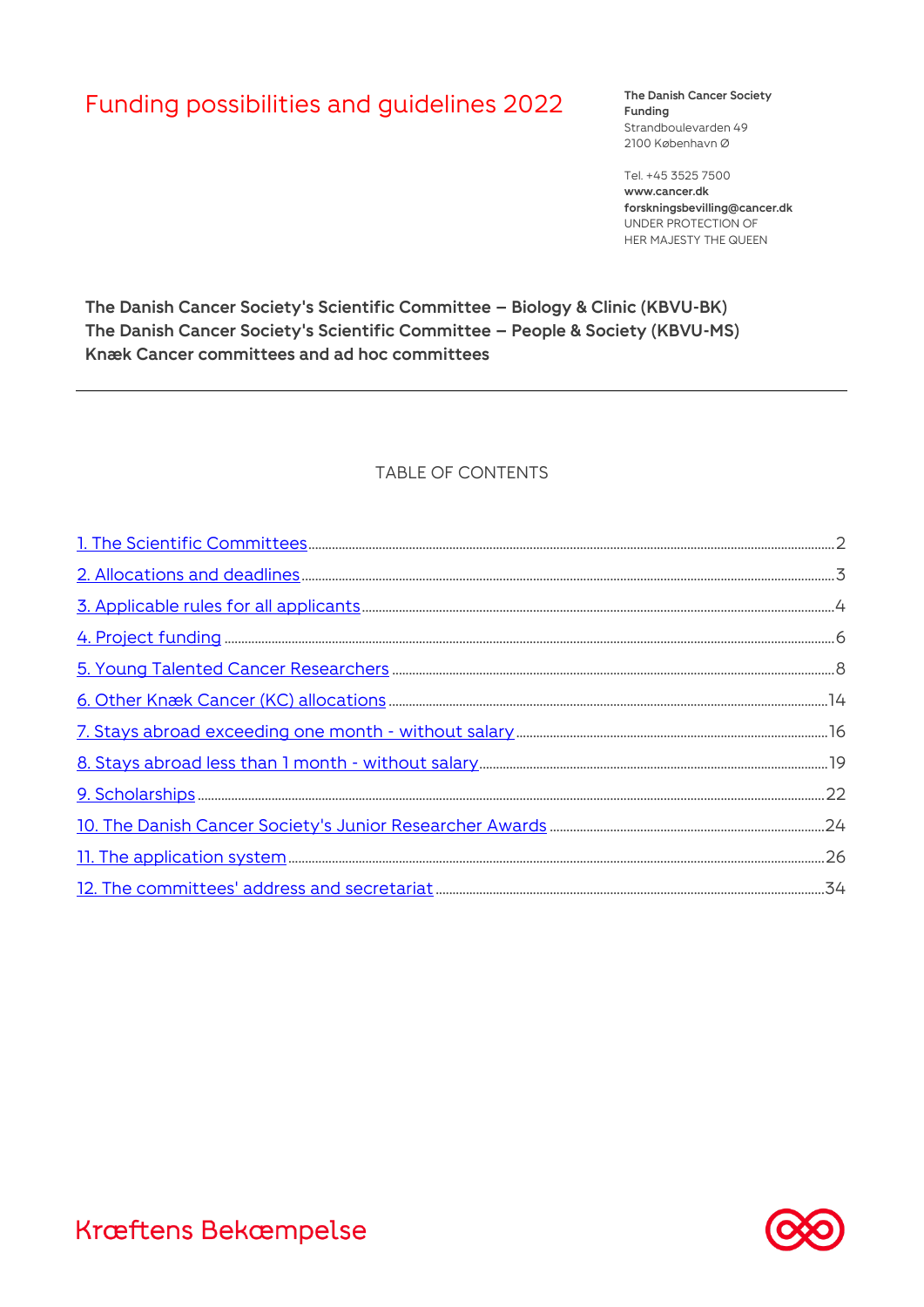# Funding possibilities and guidelines 2022

**The Danish Cancer Society**
**Funding**
Strandboulevarden 49
2100 København Ø

Tel. +45 3525 7500
**www.cancer.dk**
**forskningsbevilling@cancer.dk**
UNDER PROTECTION OF
HER MAJESTY THE QUEEN

**The Danish Cancer Society's Scientific Committee – Biology & Clinic (KBVU-BK)**
**The Danish Cancer Society's Scientific Committee – People & Society (KBVU-MS)**
**Knæk Cancer committees and ad hoc committees**

---

TABLE OF CONTENTS

1. The Scientific Committees .......... 2
2. Allocations and deadlines .......... 3
3. Applicable rules for all applicants .......... 4
4. Project funding .......... 6
5. Young Talented Cancer Researchers .......... 8
6. Other Knæk Cancer (KC) allocations .......... 14
7. Stays abroad exceeding one month - without salary .......... 16
8. Stays abroad less than 1 month - without salary .......... 19
9. Scholarships .......... 22
10. The Danish Cancer Society's Junior Researcher Awards .......... 24
11. The application system .......... 26
12. The committees' address and secretariat .......... 34

Kræftens Bekæmpelse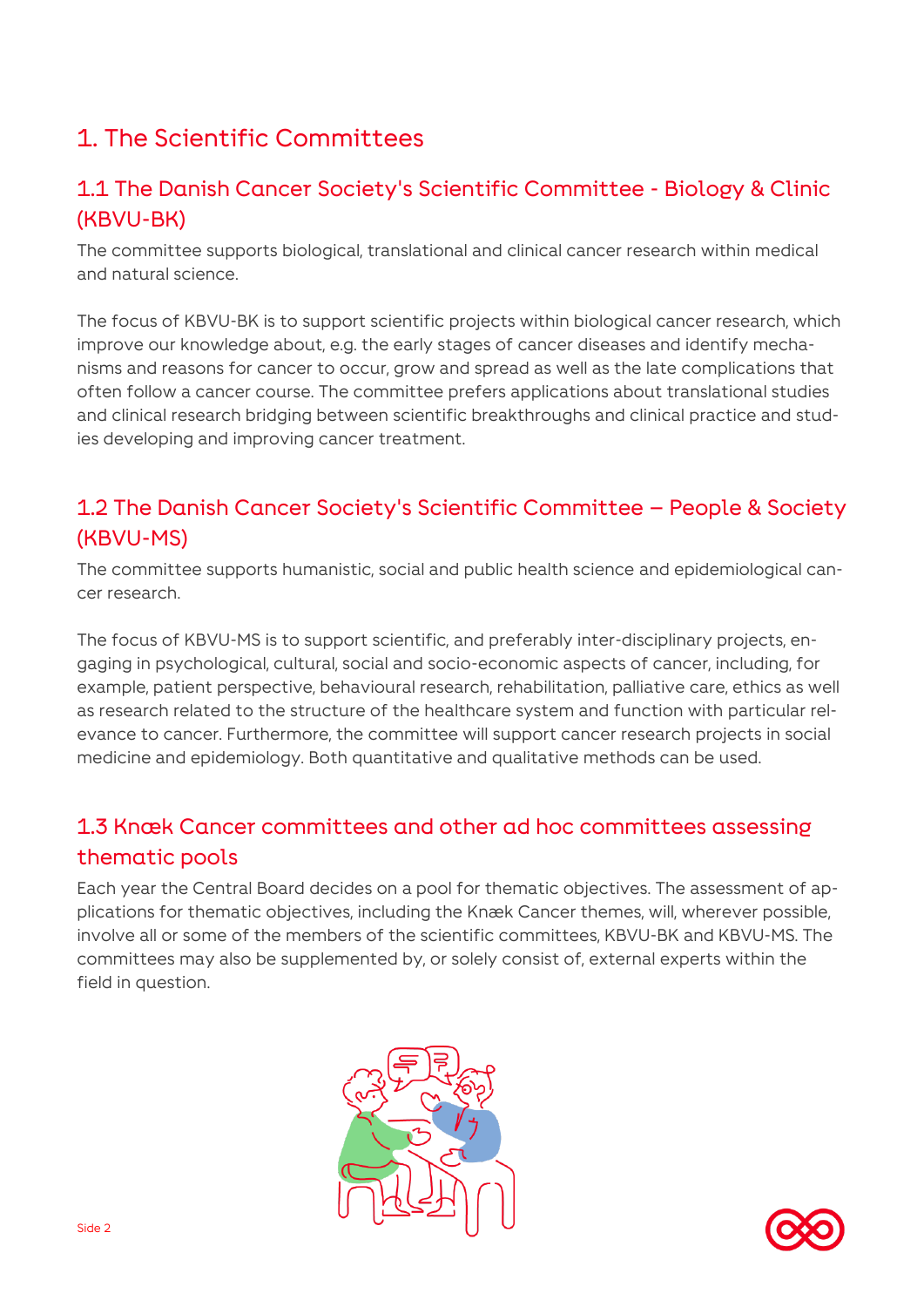# 1. The Scientific Committees

## 1.1 The Danish Cancer Society's Scientific Committee - Biology & Clinic (KBVU-BK)

The committee supports biological, translational and clinical cancer research within medical and natural science.

The focus of KBVU-BK is to support scientific projects within biological cancer research, which improve our knowledge about, e.g. the early stages of cancer diseases and identify mechanisms and reasons for cancer to occur, grow and spread as well as the late complications that often follow a cancer course. The committee prefers applications about translational studies and clinical research bridging between scientific breakthroughs and clinical practice and studies developing and improving cancer treatment.

## 1.2 The Danish Cancer Society's Scientific Committee – People & Society (KBVU-MS)

The committee supports humanistic, social and public health science and epidemiological cancer research.

The focus of KBVU-MS is to support scientific, and preferably inter-disciplinary projects, engaging in psychological, cultural, social and socio-economic aspects of cancer, including, for example, patient perspective, behavioural research, rehabilitation, palliative care, ethics as well as research related to the structure of the healthcare system and function with particular relevance to cancer. Furthermore, the committee will support cancer research projects in social medicine and epidemiology. Both quantitative and qualitative methods can be used.

## 1.3 Knæk Cancer committees and other ad hoc committees assessing thematic pools

Each year the Central Board decides on a pool for thematic objectives. The assessment of applications for thematic objectives, including the Knæk Cancer themes, will, wherever possible, involve all or some of the members of the scientific committees, KBVU-BK and KBVU-MS. The committees may also be supplemented by, or solely consist of, external experts within the field in question.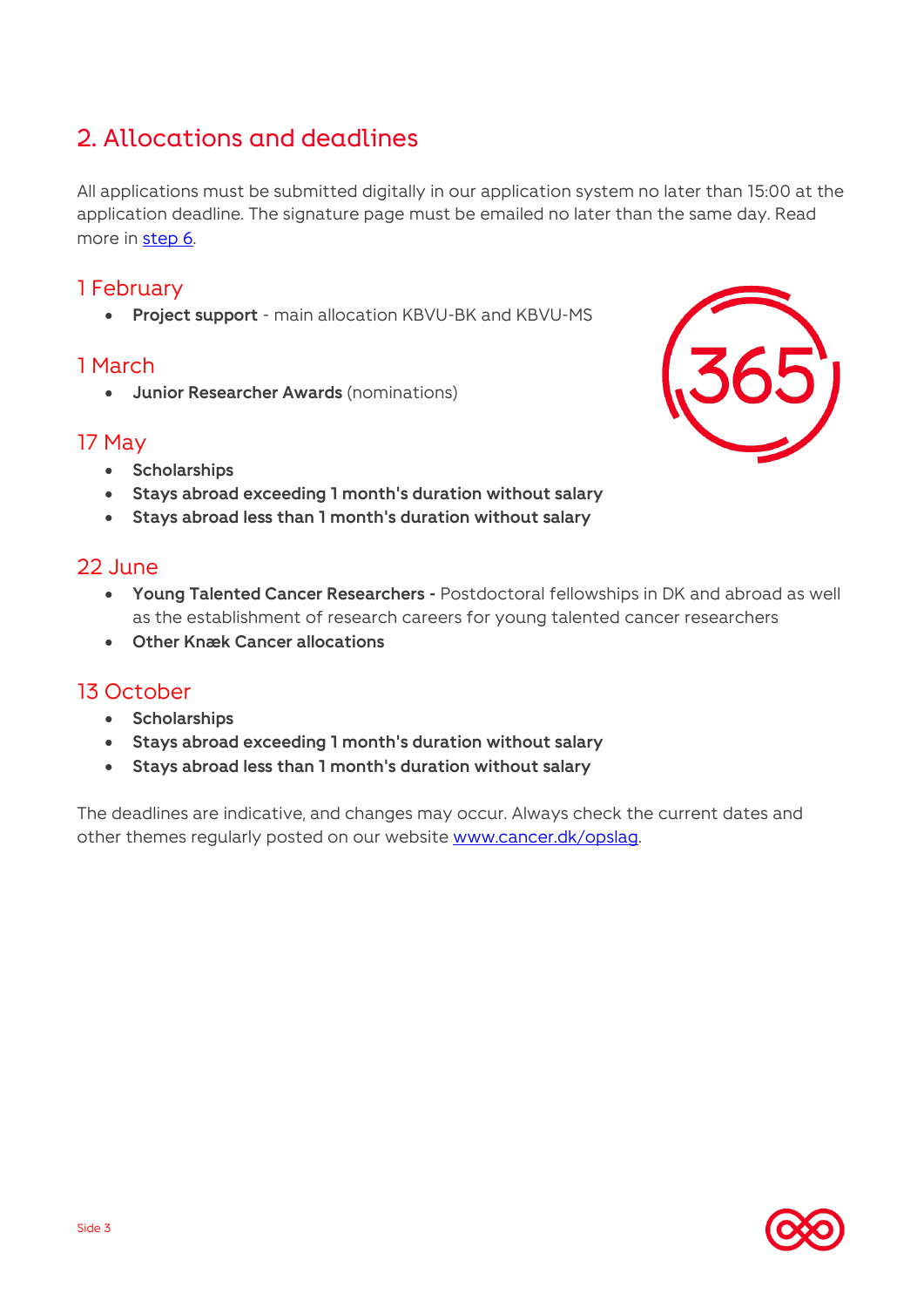## 2. Allocations and deadlines

All applications must be submitted digitally in our application system no later than 15:00 at the application deadline. The signature page must be emailed no later than the same day. Read more in step 6.

### 1 February

- **Project support** - main allocation KBVU-BK and KBVU-MS

### 1 March

- **Junior Researcher Awards** (nominations)

### 17 May

- **Scholarships**
- **Stays abroad exceeding 1 month's duration without salary**
- **Stays abroad less than 1 month's duration without salary**

### 22 June

- **Young Talented Cancer Researchers -** Postdoctoral fellowships in DK and abroad as well as the establishment of research careers for young talented cancer researchers
- **Other Knæk Cancer allocations**

### 13 October

- **Scholarships**
- **Stays abroad exceeding 1 month's duration without salary**
- **Stays abroad less than 1 month's duration without salary**

The deadlines are indicative, and changes may occur. Always check the current dates and other themes regularly posted on our website www.cancer.dk/opslag.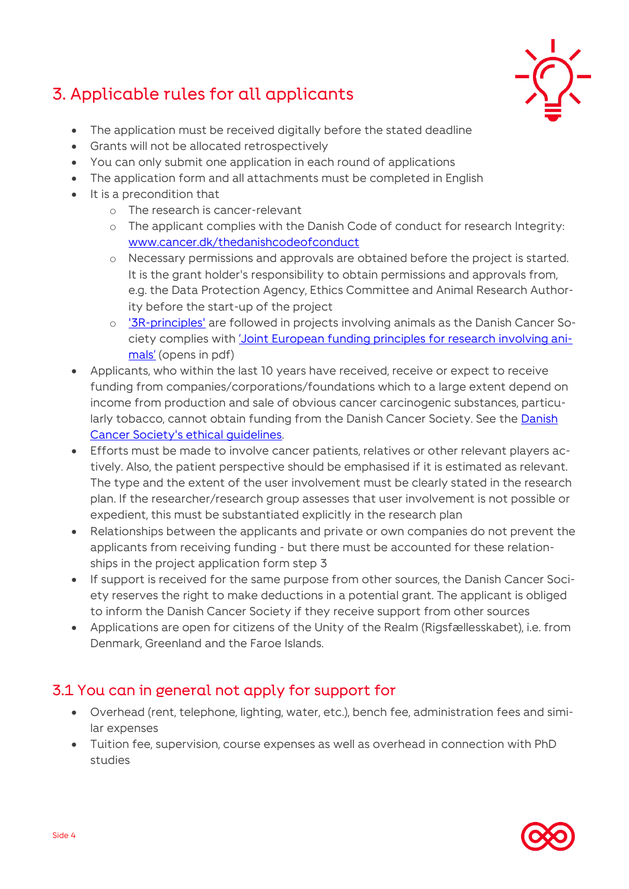## 3. Applicable rules for all applicants

- The application must be received digitally before the stated deadline
- Grants will not be allocated retrospectively
- You can only submit one application in each round of applications
- The application form and all attachments must be completed in English
- It is a precondition that
  - The research is cancer-relevant
  - The applicant complies with the Danish Code of conduct for research Integrity: [www.cancer.dk/thedanishcodeofconduct](www.cancer.dk/thedanishcodeofconduct)
  - Necessary permissions and approvals are obtained before the project is started. It is the grant holder's responsibility to obtain permissions and approvals from, e.g. the Data Protection Agency, Ethics Committee and Animal Research Authority before the start-up of the project
  - '3R-principles' are followed in projects involving animals as the Danish Cancer Society complies with 'Joint European funding principles for research involving animals' (opens in pdf)
- Applicants, who within the last 10 years have received, receive or expect to receive funding from companies/corporations/foundations which to a large extent depend on income from production and sale of obvious cancer carcinogenic substances, particularly tobacco, cannot obtain funding from the Danish Cancer Society. See the Danish Cancer Society's ethical guidelines.
- Efforts must be made to involve cancer patients, relatives or other relevant players actively. Also, the patient perspective should be emphasised if it is estimated as relevant. The type and the extent of the user involvement must be clearly stated in the research plan. If the researcher/research group assesses that user involvement is not possible or expedient, this must be substantiated explicitly in the research plan
- Relationships between the applicants and private or own companies do not prevent the applicants from receiving funding - but there must be accounted for these relationships in the project application form step 3
- If support is received for the same purpose from other sources, the Danish Cancer Society reserves the right to make deductions in a potential grant. The applicant is obliged to inform the Danish Cancer Society if they receive support from other sources
- Applications are open for citizens of the Unity of the Realm (Rigsfællesskabet), i.e. from Denmark, Greenland and the Faroe Islands.

### 3.1 You can in general not apply for support for

- Overhead (rent, telephone, lighting, water, etc.), bench fee, administration fees and similar expenses
- Tuition fee, supervision, course expenses as well as overhead in connection with PhD studies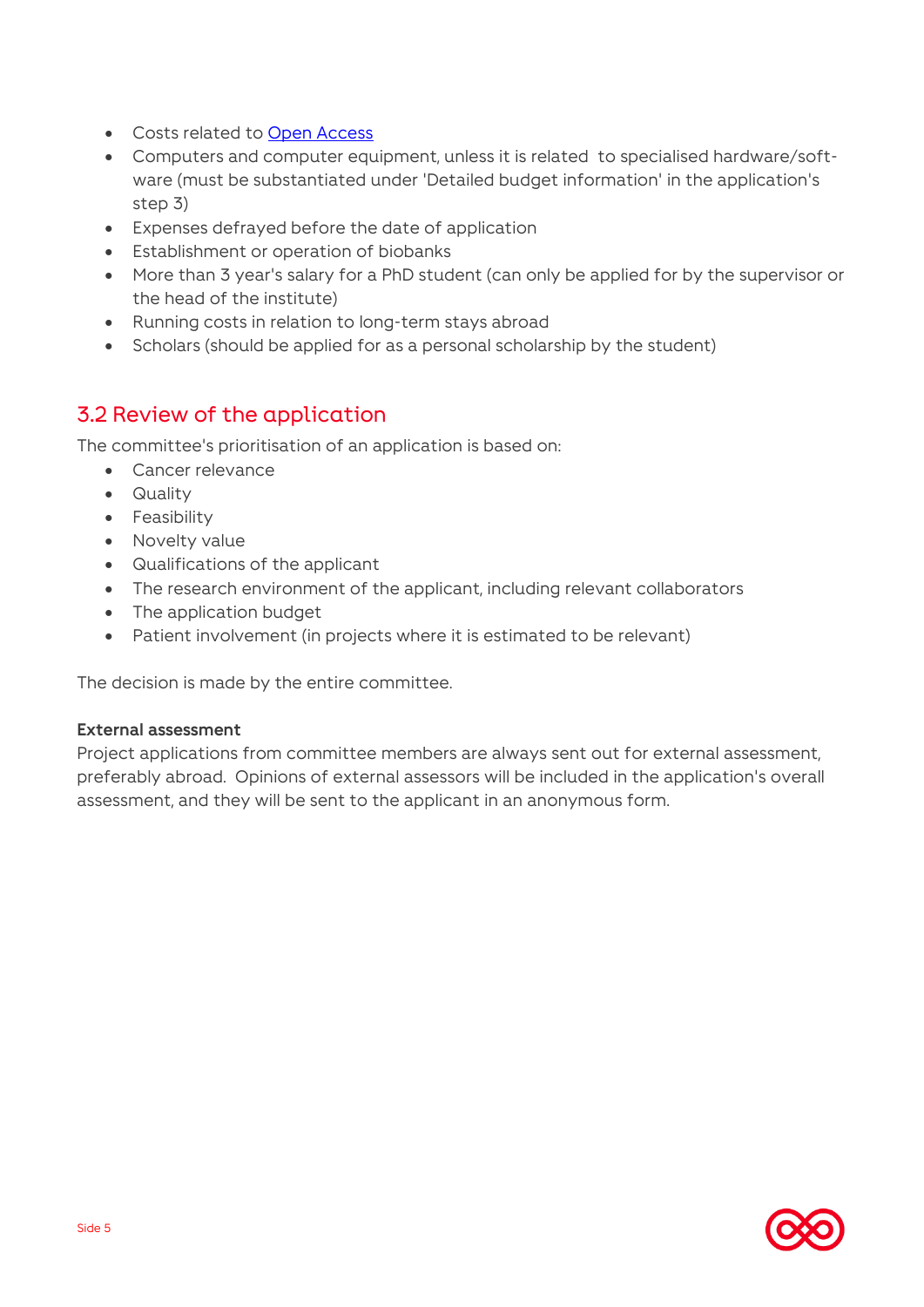- Costs related to [Open Access]
- Computers and computer equipment, unless it is related  to specialised hardware/software (must be substantiated under 'Detailed budget information' in the application's step 3)
- Expenses defrayed before the date of application
- Establishment or operation of biobanks
- More than 3 year's salary for a PhD student (can only be applied for by the supervisor or the head of the institute)
- Running costs in relation to long-term stays abroad
- Scholars (should be applied for as a personal scholarship by the student)

## 3.2 Review of the application

The committee's prioritisation of an application is based on:

- Cancer relevance
- Quality
- Feasibility
- Novelty value
- Qualifications of the applicant
- The research environment of the applicant, including relevant collaborators
- The application budget
- Patient involvement (in projects where it is estimated to be relevant)

The decision is made by the entire committee.

**External assessment**

Project applications from committee members are always sent out for external assessment, preferably abroad.  Opinions of external assessors will be included in the application's overall assessment, and they will be sent to the applicant in an anonymous form.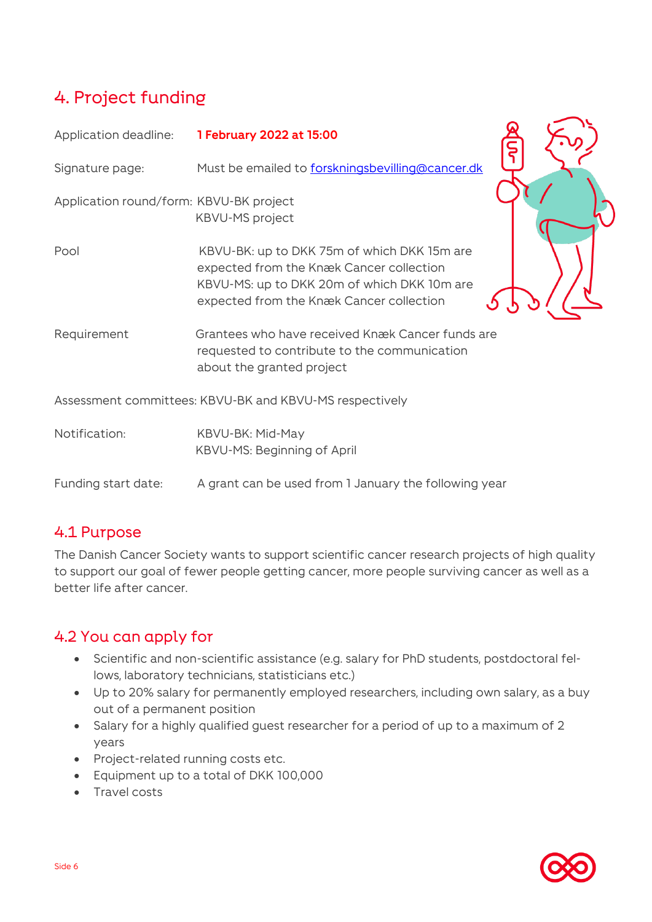## 4. Project funding

| | |
|---|---|
| Application deadline: | **1 February 2022 at 15:00** |
| Signature page: | Must be emailed to forskningsbevilling@cancer.dk |
| Application round/form: | KBVU-BK project<br>KBVU-MS project |
| Pool | KBVU-BK: up to DKK 75m of which DKK 15m are expected from the Knæk Cancer collection<br>KBVU-MS: up to DKK 20m of which DKK 10m are expected from the Knæk Cancer collection |
| Requirement | Grantees who have received Knæk Cancer funds are requested to contribute to the communication about the granted project |
| Assessment committees: | KBVU-BK and KBVU-MS respectively |
| Notification: | KBVU-BK: Mid-May<br>KBVU-MS: Beginning of April |
| Funding start date: | A grant can be used from 1 January the following year |

### 4.1 Purpose

The Danish Cancer Society wants to support scientific cancer research projects of high quality to support our goal of fewer people getting cancer, more people surviving cancer as well as a better life after cancer.

### 4.2 You can apply for

- Scientific and non-scientific assistance (e.g. salary for PhD students, postdoctoral fellows, laboratory technicians, statisticians etc.)
- Up to 20% salary for permanently employed researchers, including own salary, as a buy out of a permanent position
- Salary for a highly qualified guest researcher for a period of up to a maximum of 2 years
- Project-related running costs etc.
- Equipment up to a total of DKK 100,000
- Travel costs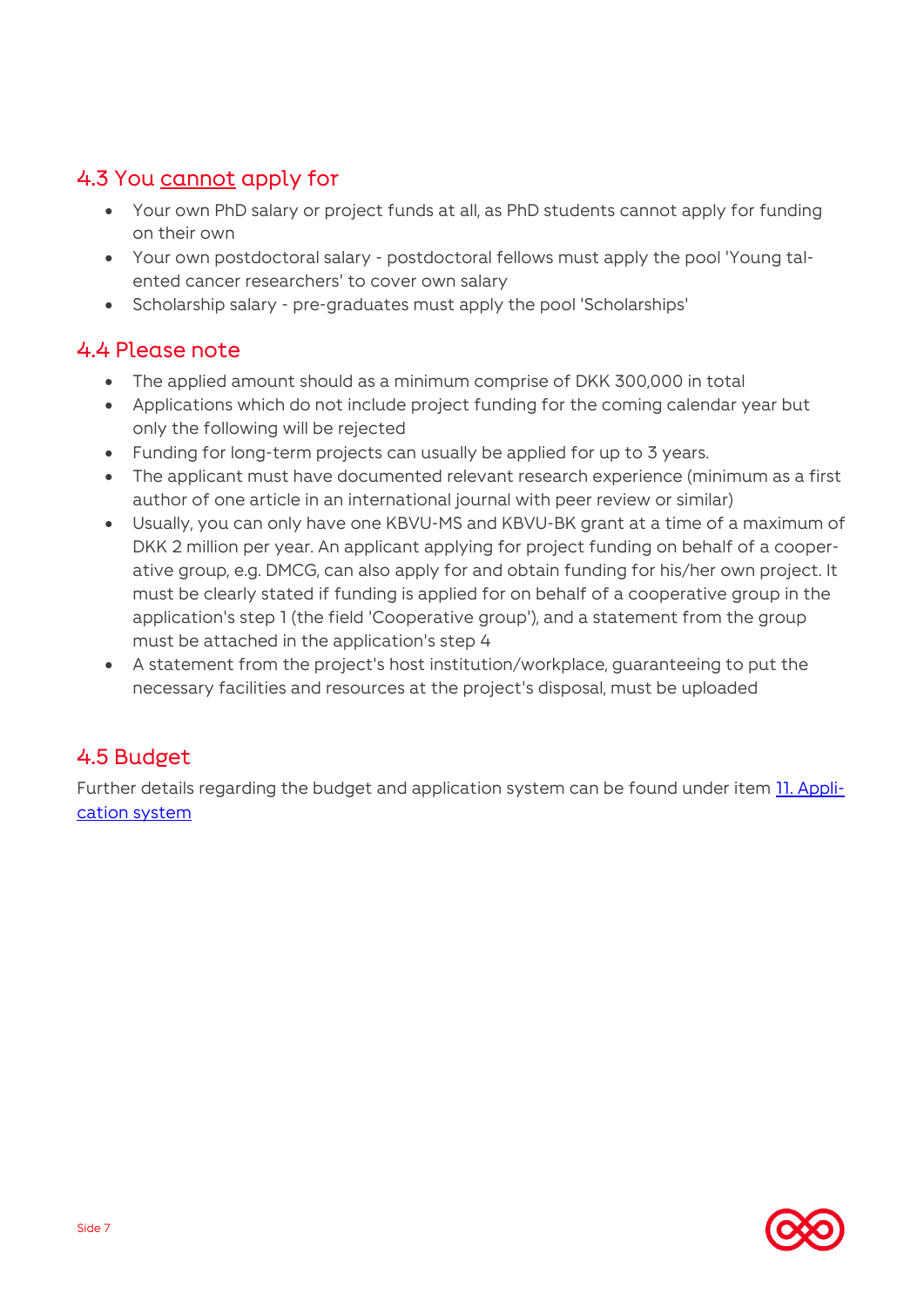## 4.3 You <u>cannot</u> apply for

- Your own PhD salary or project funds at all, as PhD students cannot apply for funding on their own
- Your own postdoctoral salary - postdoctoral fellows must apply the pool 'Young talented cancer researchers' to cover own salary
- Scholarship salary - pre-graduates must apply the pool 'Scholarships'

## 4.4 Please note

- The applied amount should as a minimum comprise of DKK 300,000 in total
- Applications which do not include project funding for the coming calendar year but only the following will be rejected
- Funding for long-term projects can usually be applied for up to 3 years.
- The applicant must have documented relevant research experience (minimum as a first author of one article in an international journal with peer review or similar)
- Usually, you can only have one KBVU-MS and KBVU-BK grant at a time of a maximum of DKK 2 million per year. An applicant applying for project funding on behalf of a cooperative group, e.g. DMCG, can also apply for and obtain funding for his/her own project. It must be clearly stated if funding is applied for on behalf of a cooperative group in the application's step 1 (the field 'Cooperative group'), and a statement from the group must be attached in the application's step 4
- A statement from the project's host institution/workplace, guaranteeing to put the necessary facilities and resources at the project's disposal, must be uploaded

## 4.5 Budget

Further details regarding the budget and application system can be found under item [11. Application system]()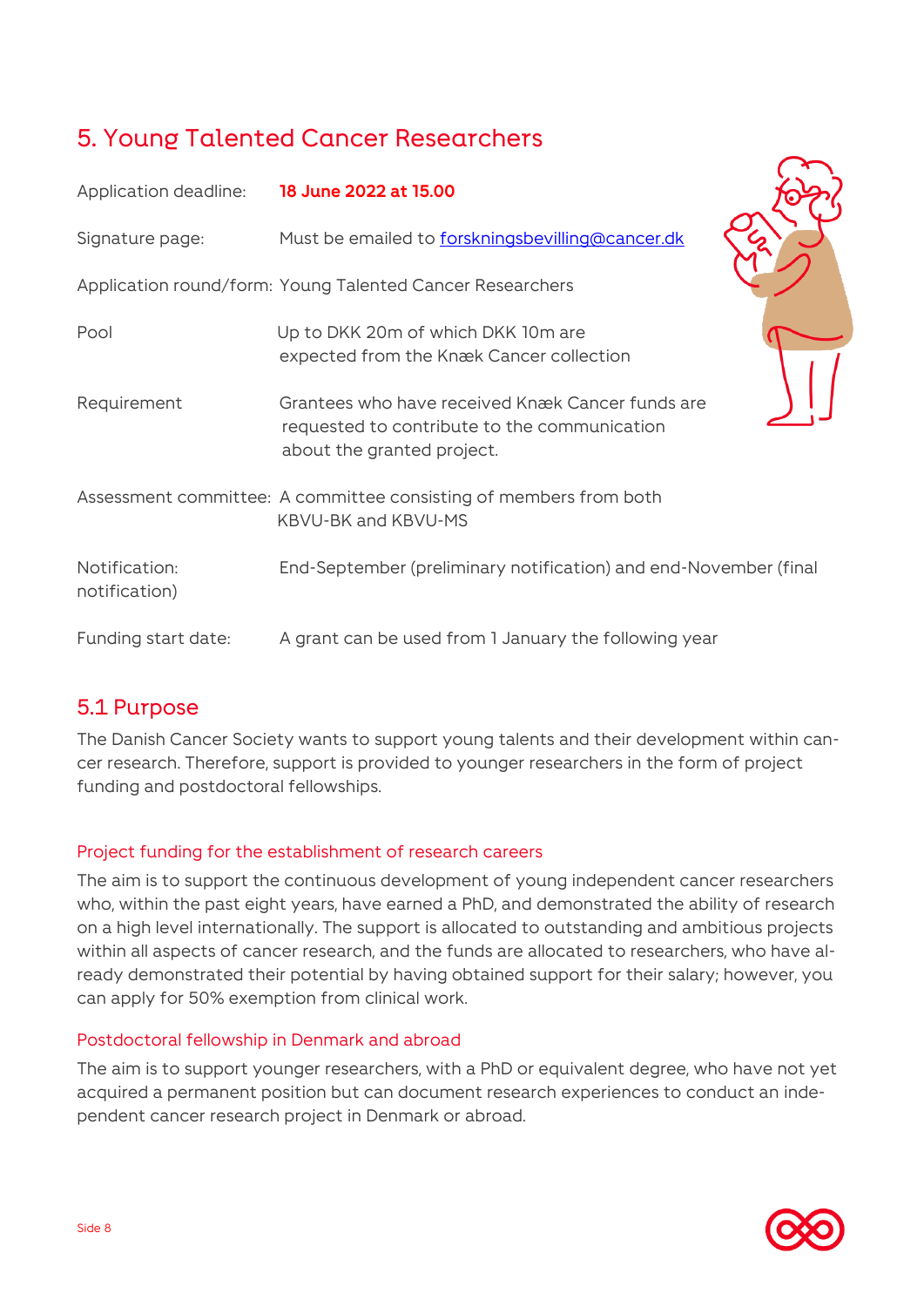## 5. Young Talented Cancer Researchers

| | |
|---|---|
| Application deadline: | **18 June 2022 at 15.00** |
| Signature page: | Must be emailed to forskningsbevilling@cancer.dk |
| Application round/form: | Young Talented Cancer Researchers |
| Pool | Up to DKK 20m of which DKK 10m are expected from the Knæk Cancer collection |
| Requirement | Grantees who have received Knæk Cancer funds are requested to contribute to the communication about the granted project. |
| Assessment committee: | A committee consisting of members from both KBVU-BK and KBVU-MS |
| Notification: | End-September (preliminary notification) and end-November (final notification) |
| Funding start date: | A grant can be used from 1 January the following year |

### 5.1 Purpose

The Danish Cancer Society wants to support young talents and their development within cancer research. Therefore, support is provided to younger researchers in the form of project funding and postdoctoral fellowships.

#### Project funding for the establishment of research careers

The aim is to support the continuous development of young independent cancer researchers who, within the past eight years, have earned a PhD, and demonstrated the ability of research on a high level internationally. The support is allocated to outstanding and ambitious projects within all aspects of cancer research, and the funds are allocated to researchers, who have already demonstrated their potential by having obtained support for their salary; however, you can apply for 50% exemption from clinical work.

#### Postdoctoral fellowship in Denmark and abroad

The aim is to support younger researchers, with a PhD or equivalent degree, who have not yet acquired a permanent position but can document research experiences to conduct an independent cancer research project in Denmark or abroad.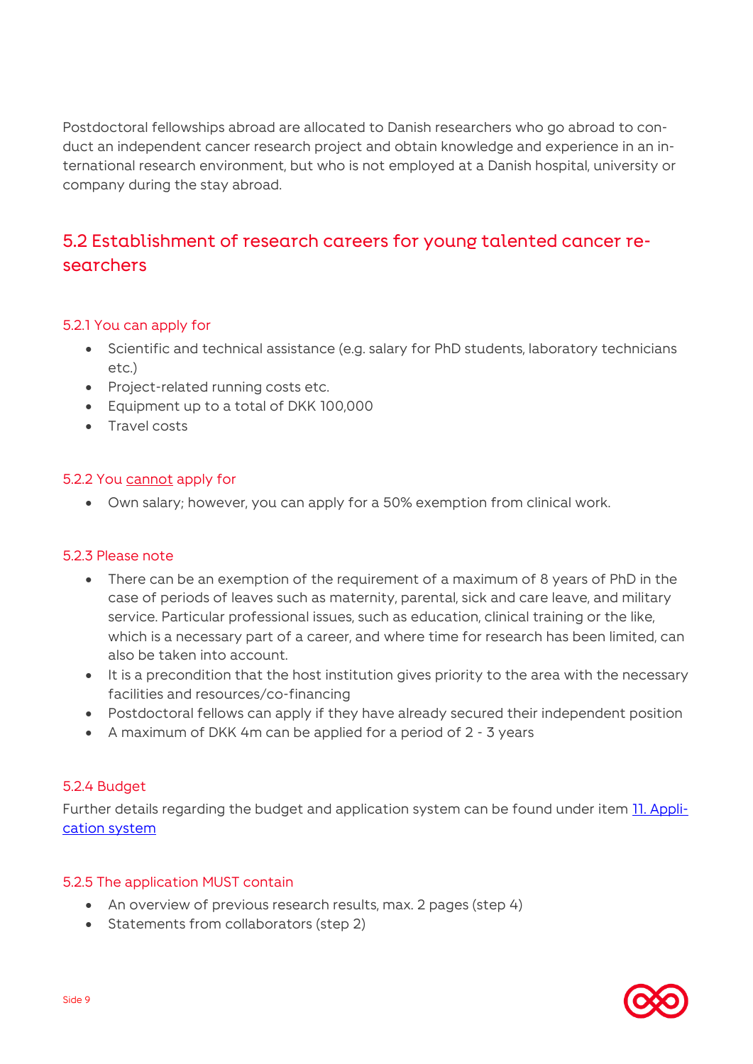Postdoctoral fellowships abroad are allocated to Danish researchers who go abroad to conduct an independent cancer research project and obtain knowledge and experience in an international research environment, but who is not employed at a Danish hospital, university or company during the stay abroad.

## 5.2 Establishment of research careers for young talented cancer researchers

### 5.2.1 You can apply for

- Scientific and technical assistance (e.g. salary for PhD students, laboratory technicians etc.)
- Project-related running costs etc.
- Equipment up to a total of DKK 100,000
- Travel costs

### 5.2.2 You cannot apply for

- Own salary; however, you can apply for a 50% exemption from clinical work.

### 5.2.3 Please note

- There can be an exemption of the requirement of a maximum of 8 years of PhD in the case of periods of leaves such as maternity, parental, sick and care leave, and military service. Particular professional issues, such as education, clinical training or the like, which is a necessary part of a career, and where time for research has been limited, can also be taken into account.
- It is a precondition that the host institution gives priority to the area with the necessary facilities and resources/co-financing
- Postdoctoral fellows can apply if they have already secured their independent position
- A maximum of DKK 4m can be applied for a period of 2 - 3 years

### 5.2.4 Budget

Further details regarding the budget and application system can be found under item 11. Application system

### 5.2.5 The application MUST contain

- An overview of previous research results, max. 2 pages (step 4)
- Statements from collaborators (step 2)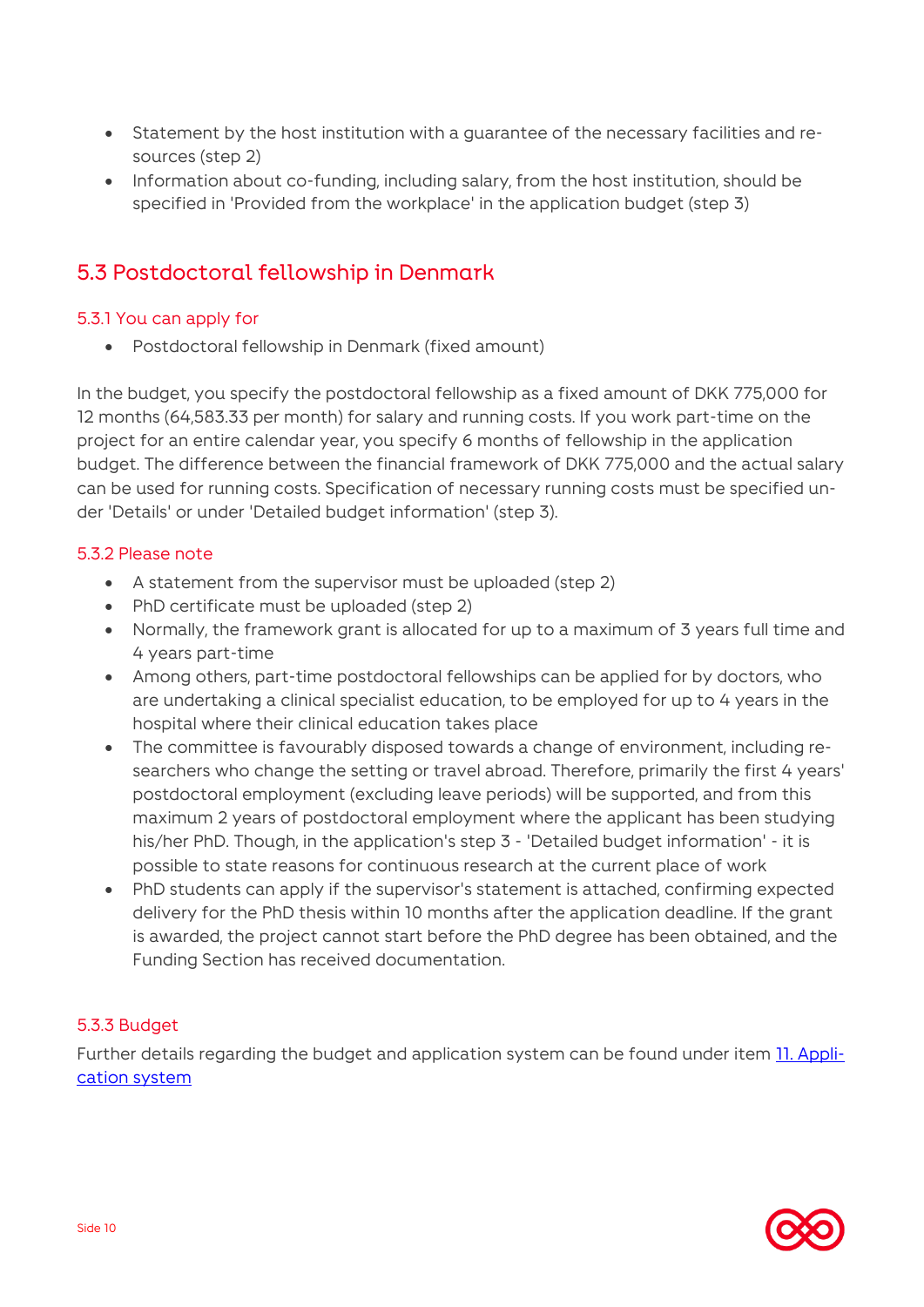- Statement by the host institution with a guarantee of the necessary facilities and resources (step 2)
- Information about co-funding, including salary, from the host institution, should be specified in 'Provided from the workplace' in the application budget (step 3)

## 5.3 Postdoctoral fellowship in Denmark

### 5.3.1 You can apply for

- Postdoctoral fellowship in Denmark (fixed amount)

In the budget, you specify the postdoctoral fellowship as a fixed amount of DKK 775,000 for 12 months (64,583.33 per month) for salary and running costs. If you work part-time on the project for an entire calendar year, you specify 6 months of fellowship in the application budget. The difference between the financial framework of DKK 775,000 and the actual salary can be used for running costs. Specification of necessary running costs must be specified under 'Details' or under 'Detailed budget information' (step 3).

### 5.3.2 Please note

- A statement from the supervisor must be uploaded (step 2)
- PhD certificate must be uploaded (step 2)
- Normally, the framework grant is allocated for up to a maximum of 3 years full time and 4 years part-time
- Among others, part-time postdoctoral fellowships can be applied for by doctors, who are undertaking a clinical specialist education, to be employed for up to 4 years in the hospital where their clinical education takes place
- The committee is favourably disposed towards a change of environment, including researchers who change the setting or travel abroad. Therefore, primarily the first 4 years' postdoctoral employment (excluding leave periods) will be supported, and from this maximum 2 years of postdoctoral employment where the applicant has been studying his/her PhD. Though, in the application's step 3 - 'Detailed budget information' - it is possible to state reasons for continuous research at the current place of work
- PhD students can apply if the supervisor's statement is attached, confirming expected delivery for the PhD thesis within 10 months after the application deadline. If the grant is awarded, the project cannot start before the PhD degree has been obtained, and the Funding Section has received documentation.

### 5.3.3 Budget

Further details regarding the budget and application system can be found under item [11. Application system]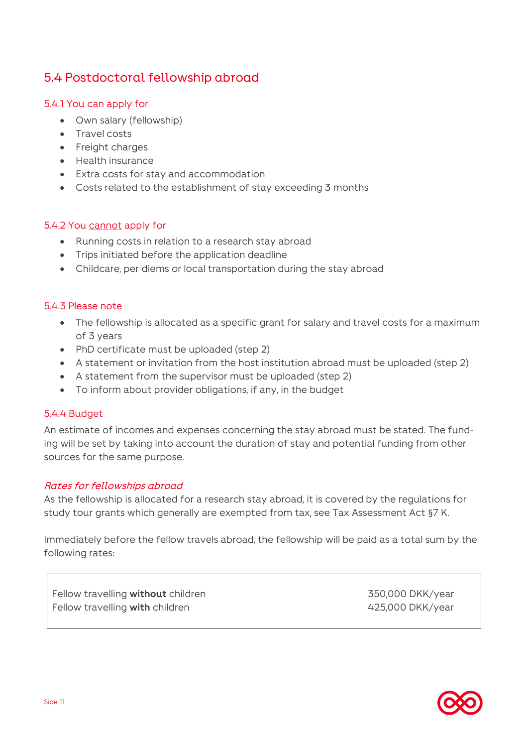## 5.4 Postdoctoral fellowship abroad

### 5.4.1 You can apply for

- Own salary (fellowship)
- Travel costs
- Freight charges
- Health insurance
- Extra costs for stay and accommodation
- Costs related to the establishment of stay exceeding 3 months

### 5.4.2 You cannot apply for

- Running costs in relation to a research stay abroad
- Trips initiated before the application deadline
- Childcare, per diems or local transportation during the stay abroad

### 5.4.3 Please note

- The fellowship is allocated as a specific grant for salary and travel costs for a maximum of 3 years
- PhD certificate must be uploaded (step 2)
- A statement or invitation from the host institution abroad must be uploaded (step 2)
- A statement from the supervisor must be uploaded (step 2)
- To inform about provider obligations, if any, in the budget

### 5.4.4 Budget

An estimate of incomes and expenses concerning the stay abroad must be stated. The funding will be set by taking into account the duration of stay and potential funding from other sources for the same purpose.

*Rates for fellowships abroad*

As the fellowship is allocated for a research stay abroad, it is covered by the regulations for study tour grants which generally are exempted from tax, see Tax Assessment Act §7 K.

Immediately before the fellow travels abroad, the fellowship will be paid as a total sum by the following rates:

| | |
|---|---|
| Fellow travelling **without** children | 350,000 DKK/year |
| Fellow travelling **with** children | 425,000 DKK/year |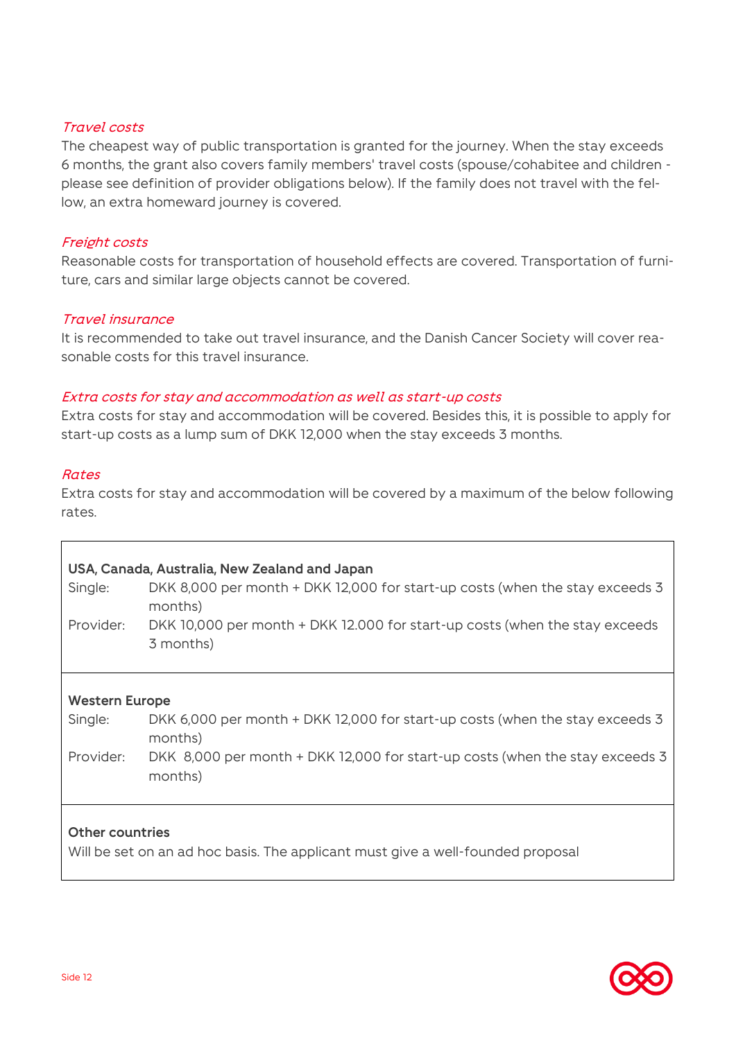*Travel costs*

The cheapest way of public transportation is granted for the journey. When the stay exceeds 6 months, the grant also covers family members' travel costs (spouse/cohabitee and children - please see definition of provider obligations below). If the family does not travel with the fellow, an extra homeward journey is covered.

*Freight costs*

Reasonable costs for transportation of household effects are covered. Transportation of furniture, cars and similar large objects cannot be covered.

*Travel insurance*

It is recommended to take out travel insurance, and the Danish Cancer Society will cover reasonable costs for this travel insurance.

*Extra costs for stay and accommodation as well as start-up costs*

Extra costs for stay and accommodation will be covered. Besides this, it is possible to apply for start-up costs as a lump sum of DKK 12,000 when the stay exceeds 3 months.

*Rates*

Extra costs for stay and accommodation will be covered by a maximum of the below following rates.

| | |
|---|---|
| **USA, Canada, Australia, New Zealand and Japan** | |
| Single: | DKK 8,000 per month + DKK 12,000 for start-up costs (when the stay exceeds 3 months) |
| Provider: | DKK 10,000 per month + DKK 12.000 for start-up costs (when the stay exceeds 3 months) |
| **Western Europe** | |
| Single: | DKK 6,000 per month + DKK 12,000 for start-up costs (when the stay exceeds 3 months) |
| Provider: | DKK 8,000 per month + DKK 12,000 for start-up costs (when the stay exceeds 3 months) |
| **Other countries** | |
| Will be set on an ad hoc basis. The applicant must give a well-founded proposal | |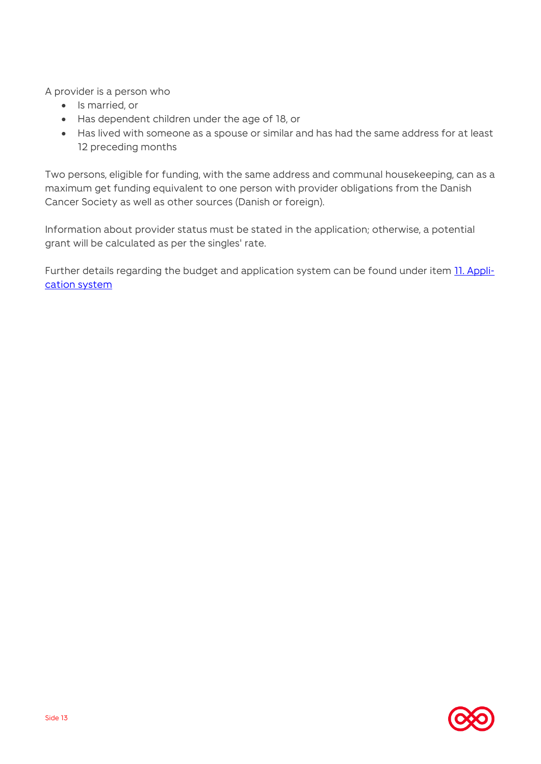A provider is a person who

- Is married, or
- Has dependent children under the age of 18, or
- Has lived with someone as a spouse or similar and has had the same address for at least 12 preceding months

Two persons, eligible for funding, with the same address and communal housekeeping, can as a maximum get funding equivalent to one person with provider obligations from the Danish Cancer Society as well as other sources (Danish or foreign).

Information about provider status must be stated in the application; otherwise, a potential grant will be calculated as per the singles' rate.

Further details regarding the budget and application system can be found under item [11. Application system]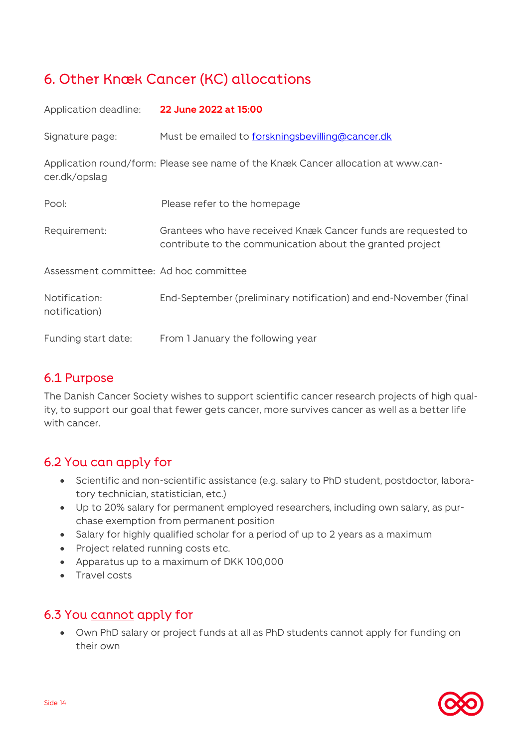## 6. Other Knæk Cancer (KC) allocations

| | |
|---|---|
| Application deadline: | **22 June 2022 at 15:00** |
| Signature page: | Must be emailed to [forskningsbevilling@cancer.dk](mailto:forskningsbevilling@cancer.dk) |
| Application round/form: | Please see name of the Knæk Cancer allocation at www.cancer.dk/opslag |
| Pool: | Please refer to the homepage |
| Requirement: | Grantees who have received Knæk Cancer funds are requested to contribute to the communication about the granted project |
| Assessment committee: | Ad hoc committee |
| Notification: | End-September (preliminary notification) and end-November (final notification) |
| Funding start date: | From 1 January the following year |

### 6.1 Purpose

The Danish Cancer Society wishes to support scientific cancer research projects of high quality, to support our goal that fewer gets cancer, more survives cancer as well as a better life with cancer.

### 6.2 You can apply for

- Scientific and non-scientific assistance (e.g. salary to PhD student, postdoctor, laboratory technician, statistician, etc.)
- Up to 20% salary for permanent employed researchers, including own salary, as purchase exemption from permanent position
- Salary for highly qualified scholar for a period of up to 2 years as a maximum
- Project related running costs etc.
- Apparatus up to a maximum of DKK 100,000
- Travel costs

### 6.3 You cannot apply for

- Own PhD salary or project funds at all as PhD students cannot apply for funding on their own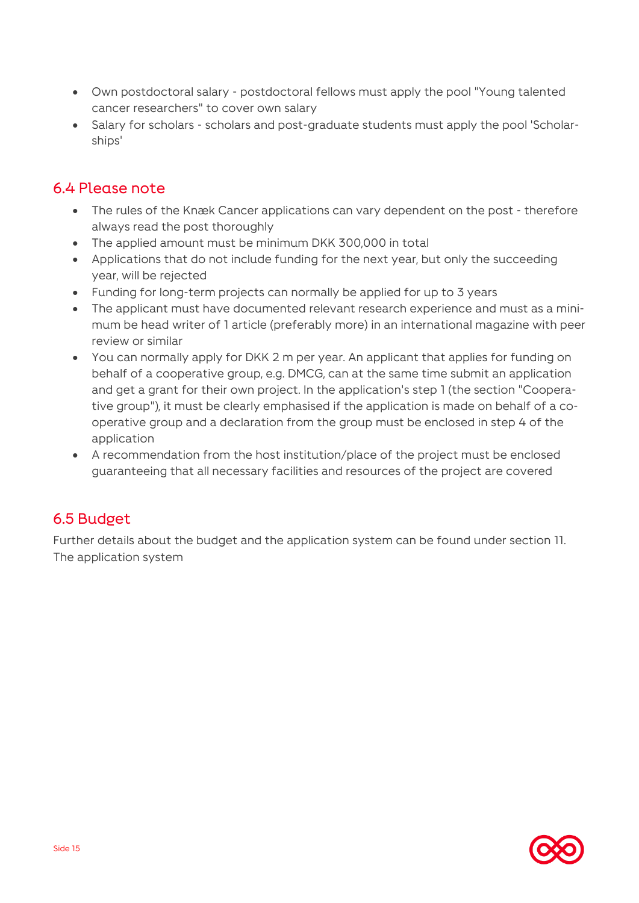- Own postdoctoral salary - postdoctoral fellows must apply the pool "Young talented cancer researchers" to cover own salary
- Salary for scholars - scholars and post-graduate students must apply the pool 'Scholarships'

## 6.4 Please note

- The rules of the Knæk Cancer applications can vary dependent on the post - therefore always read the post thoroughly
- The applied amount must be minimum DKK 300,000 in total
- Applications that do not include funding for the next year, but only the succeeding year, will be rejected
- Funding for long-term projects can normally be applied for up to 3 years
- The applicant must have documented relevant research experience and must as a minimum be head writer of 1 article (preferably more) in an international magazine with peer review or similar
- You can normally apply for DKK 2 m per year. An applicant that applies for funding on behalf of a cooperative group, e.g. DMCG, can at the same time submit an application and get a grant for their own project. In the application's step 1 (the section "Cooperative group"), it must be clearly emphasised if the application is made on behalf of a cooperative group and a declaration from the group must be enclosed in step 4 of the application
- A recommendation from the host institution/place of the project must be enclosed guaranteeing that all necessary facilities and resources of the project are covered

## 6.5 Budget

Further details about the budget and the application system can be found under section 11. The application system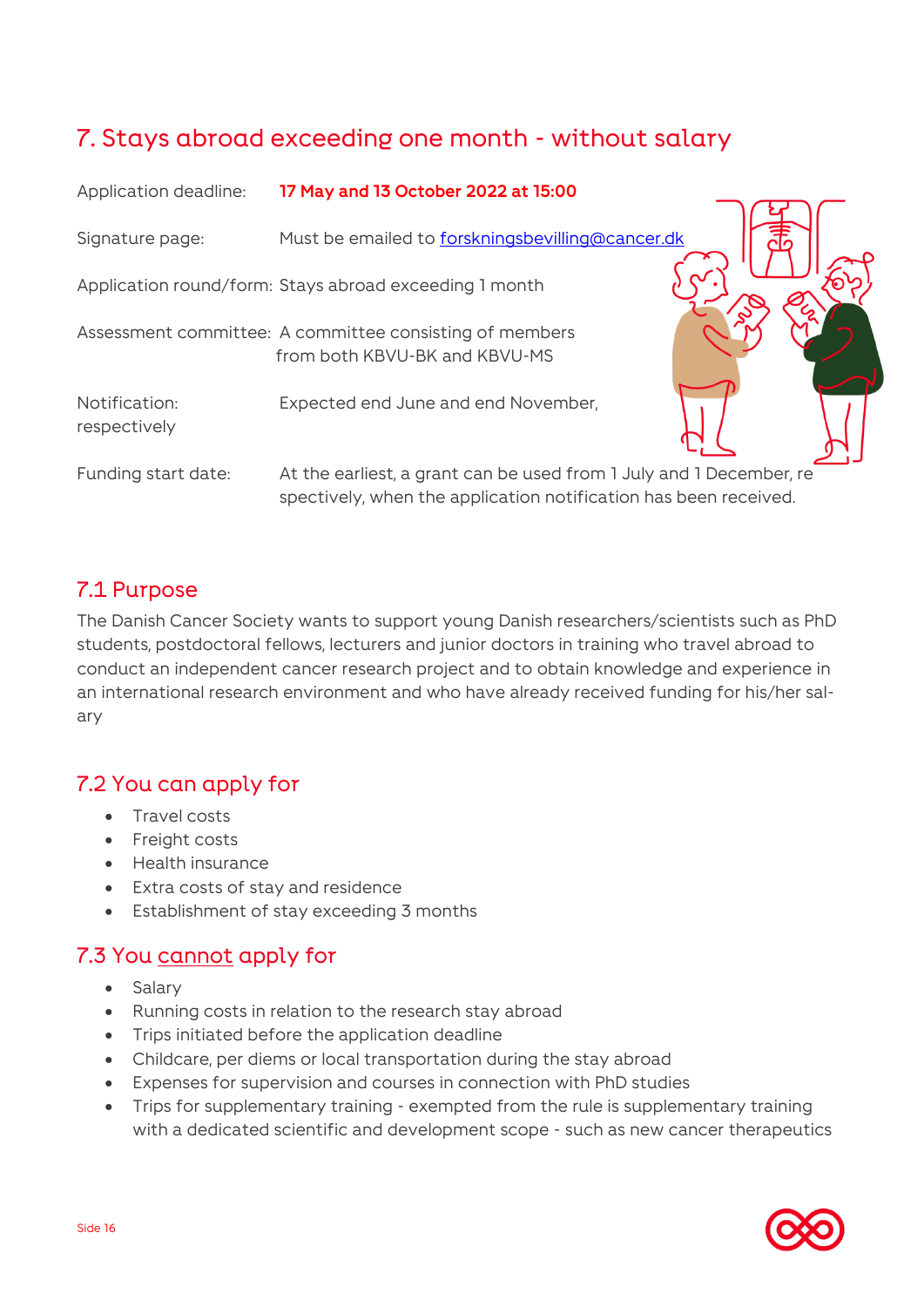## 7. Stays abroad exceeding one month - without salary

| | |
|---|---|
| Application deadline: | **17 May and 13 October 2022 at 15:00** |
| Signature page: | Must be emailed to forskningsbevilling@cancer.dk |
| Application round/form: | Stays abroad exceeding 1 month |
| Assessment committee: | A committee consisting of members from both KBVU-BK and KBVU-MS |
| Notification: respectively | Expected end June and end November, |
| Funding start date: | At the earliest, a grant can be used from 1 July and 1 December, respectively, when the application notification has been received. |

### 7.1 Purpose

The Danish Cancer Society wants to support young Danish researchers/scientists such as PhD students, postdoctoral fellows, lecturers and junior doctors in training who travel abroad to conduct an independent cancer research project and to obtain knowledge and experience in an international research environment and who have already received funding for his/her salary

### 7.2 You can apply for

- Travel costs
- Freight costs
- Health insurance
- Extra costs of stay and residence
- Establishment of stay exceeding 3 months

### 7.3 You cannot apply for

- Salary
- Running costs in relation to the research stay abroad
- Trips initiated before the application deadline
- Childcare, per diems or local transportation during the stay abroad
- Expenses for supervision and courses in connection with PhD studies
- Trips for supplementary training - exempted from the rule is supplementary training with a dedicated scientific and development scope - such as new cancer therapeutics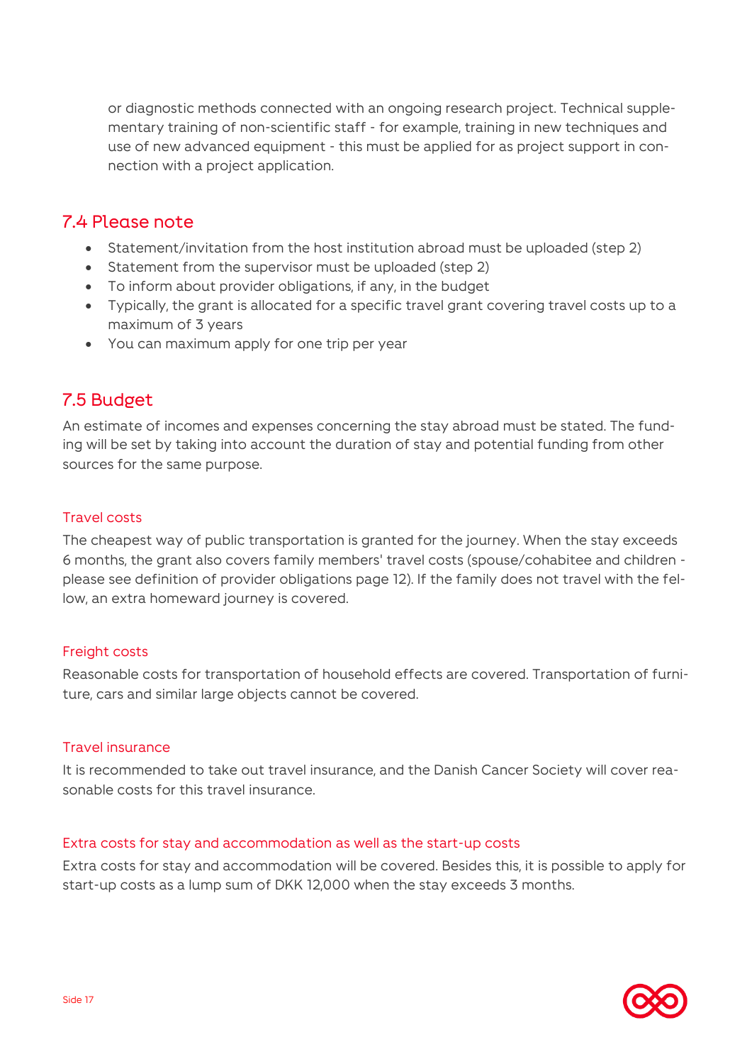or diagnostic methods connected with an ongoing research project. Technical supplementary training of non-scientific staff - for example, training in new techniques and use of new advanced equipment - this must be applied for as project support in connection with a project application.

## 7.4 Please note

- Statement/invitation from the host institution abroad must be uploaded (step 2)
- Statement from the supervisor must be uploaded (step 2)
- To inform about provider obligations, if any, in the budget
- Typically, the grant is allocated for a specific travel grant covering travel costs up to a maximum of 3 years
- You can maximum apply for one trip per year

## 7.5 Budget

An estimate of incomes and expenses concerning the stay abroad must be stated. The funding will be set by taking into account the duration of stay and potential funding from other sources for the same purpose.

### Travel costs

The cheapest way of public transportation is granted for the journey. When the stay exceeds 6 months, the grant also covers family members' travel costs (spouse/cohabitee and children - please see definition of provider obligations page 12). If the family does not travel with the fellow, an extra homeward journey is covered.

### Freight costs

Reasonable costs for transportation of household effects are covered. Transportation of furniture, cars and similar large objects cannot be covered.

### Travel insurance

It is recommended to take out travel insurance, and the Danish Cancer Society will cover reasonable costs for this travel insurance.

### Extra costs for stay and accommodation as well as the start-up costs

Extra costs for stay and accommodation will be covered. Besides this, it is possible to apply for start-up costs as a lump sum of DKK 12,000 when the stay exceeds 3 months.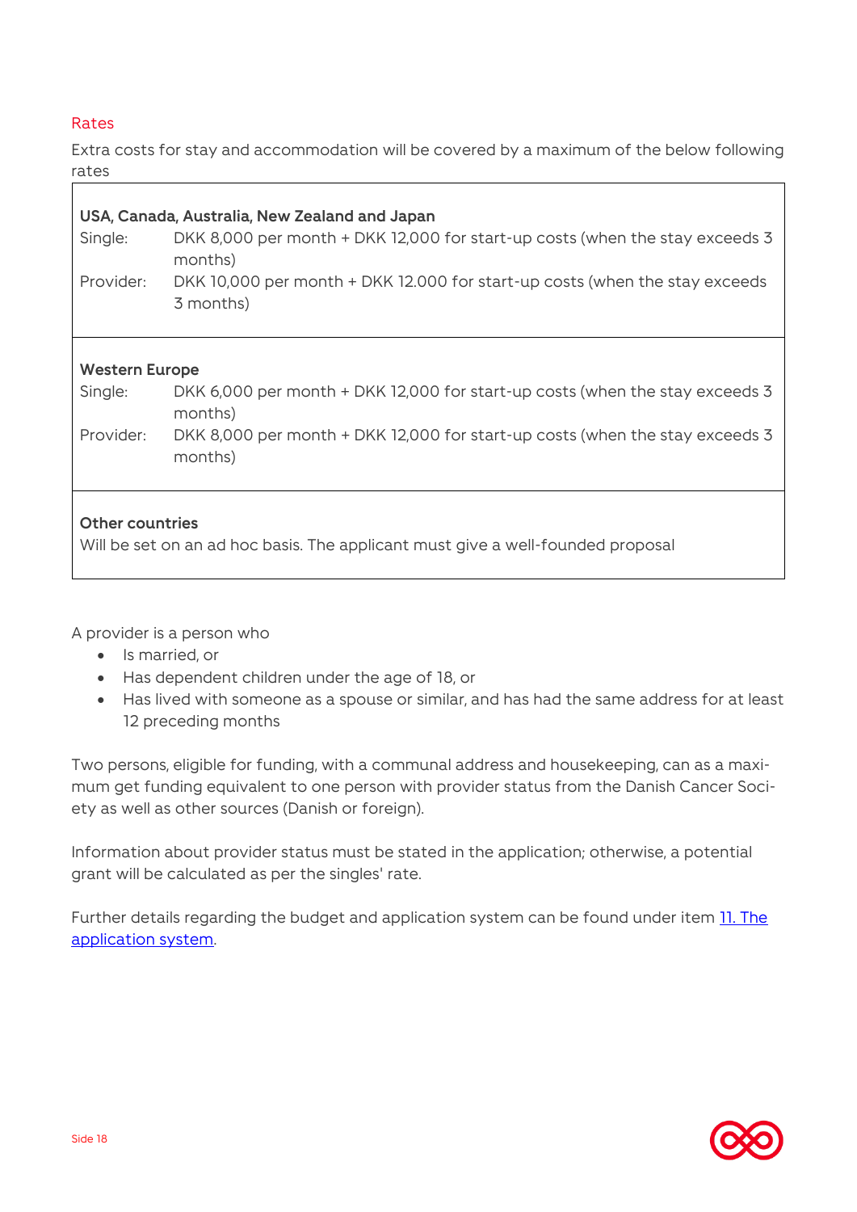## Rates

Extra costs for stay and accommodation will be covered by a maximum of the below following rates

| **USA, Canada, Australia, New Zealand and Japan** | |
|---|---|
| Single: | DKK 8,000 per month + DKK 12,000 for start-up costs (when the stay exceeds 3 months) |
| Provider: | DKK 10,000 per month + DKK 12.000 for start-up costs (when the stay exceeds 3 months) |
| **Western Europe** | |
| Single: | DKK 6,000 per month + DKK 12,000 for start-up costs (when the stay exceeds 3 months) |
| Provider: | DKK 8,000 per month + DKK 12,000 for start-up costs (when the stay exceeds 3 months) |
| **Other countries** | |
| Will be set on an ad hoc basis. The applicant must give a well-founded proposal | |

A provider is a person who

- Is married, or
- Has dependent children under the age of 18, or
- Has lived with someone as a spouse or similar, and has had the same address for at least 12 preceding months

Two persons, eligible for funding, with a communal address and housekeeping, can as a maximum get funding equivalent to one person with provider status from the Danish Cancer Society as well as other sources (Danish or foreign).

Information about provider status must be stated in the application; otherwise, a potential grant will be calculated as per the singles' rate.

Further details regarding the budget and application system can be found under item 11. The application system.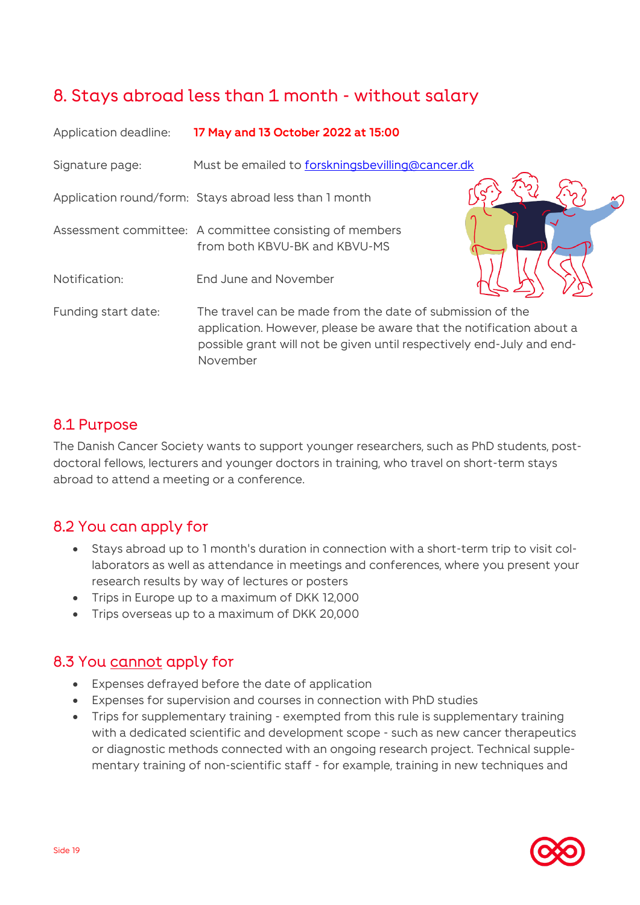## 8. Stays abroad less than 1 month - without salary

| | |
|---|---|
| Application deadline: | **17 May and 13 October 2022 at 15:00** |
| Signature page: | Must be emailed to forskningsbevilling@cancer.dk |
| Application round/form: | Stays abroad less than 1 month |
| Assessment committee: | A committee consisting of members from both KBVU-BK and KBVU-MS |
| Notification: | End June and November |
| Funding start date: | The travel can be made from the date of submission of the application. However, please be aware that the notification about a possible grant will not be given until respectively end-July and end-November |

### 8.1 Purpose

The Danish Cancer Society wants to support younger researchers, such as PhD students, post-doctoral fellows, lecturers and younger doctors in training, who travel on short-term stays abroad to attend a meeting or a conference.

### 8.2 You can apply for

- Stays abroad up to 1 month's duration in connection with a short-term trip to visit col-laborators as well as attendance in meetings and conferences, where you present your research results by way of lectures or posters
- Trips in Europe up to a maximum of DKK 12,000
- Trips overseas up to a maximum of DKK 20,000

### 8.3 You cannot apply for

- Expenses defrayed before the date of application
- Expenses for supervision and courses in connection with PhD studies
- Trips for supplementary training - exempted from this rule is supplementary training with a dedicated scientific and development scope - such as new cancer therapeutics or diagnostic methods connected with an ongoing research project. Technical supple-mentary training of non-scientific staff - for example, training in new techniques and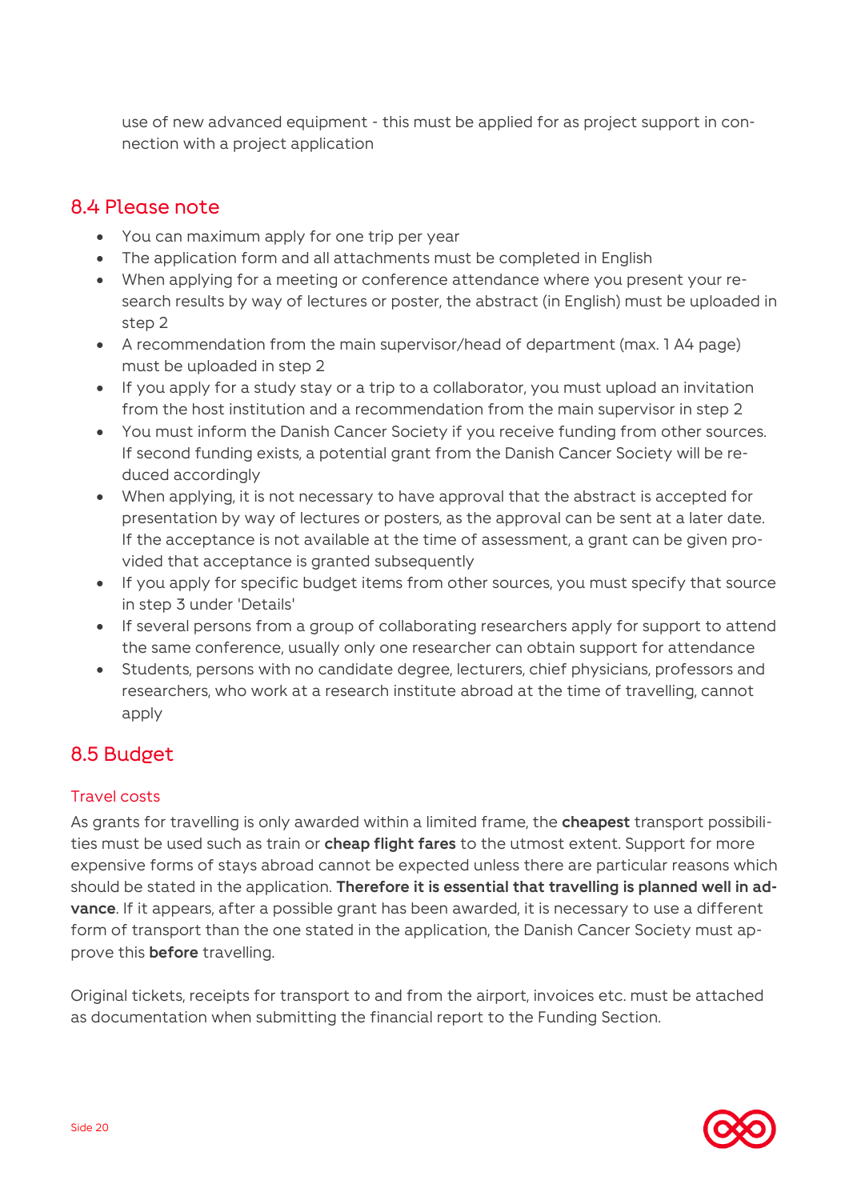use of new advanced equipment - this must be applied for as project support in connection with a project application

## 8.4 Please note

- You can maximum apply for one trip per year
- The application form and all attachments must be completed in English
- When applying for a meeting or conference attendance where you present your research results by way of lectures or poster, the abstract (in English) must be uploaded in step 2
- A recommendation from the main supervisor/head of department (max. 1 A4 page) must be uploaded in step 2
- If you apply for a study stay or a trip to a collaborator, you must upload an invitation from the host institution and a recommendation from the main supervisor in step 2
- You must inform the Danish Cancer Society if you receive funding from other sources. If second funding exists, a potential grant from the Danish Cancer Society will be reduced accordingly
- When applying, it is not necessary to have approval that the abstract is accepted for presentation by way of lectures or posters, as the approval can be sent at a later date. If the acceptance is not available at the time of assessment, a grant can be given provided that acceptance is granted subsequently
- If you apply for specific budget items from other sources, you must specify that source in step 3 under 'Details'
- If several persons from a group of collaborating researchers apply for support to attend the same conference, usually only one researcher can obtain support for attendance
- Students, persons with no candidate degree, lecturers, chief physicians, professors and researchers, who work at a research institute abroad at the time of travelling, cannot apply

## 8.5 Budget

### Travel costs

As grants for travelling is only awarded within a limited frame, the **cheapest** transport possibilities must be used such as train or **cheap flight fares** to the utmost extent. Support for more expensive forms of stays abroad cannot be expected unless there are particular reasons which should be stated in the application. **Therefore it is essential that travelling is planned well in advance**. If it appears, after a possible grant has been awarded, it is necessary to use a different form of transport than the one stated in the application, the Danish Cancer Society must approve this **before** travelling.

Original tickets, receipts for transport to and from the airport, invoices etc. must be attached as documentation when submitting the financial report to the Funding Section.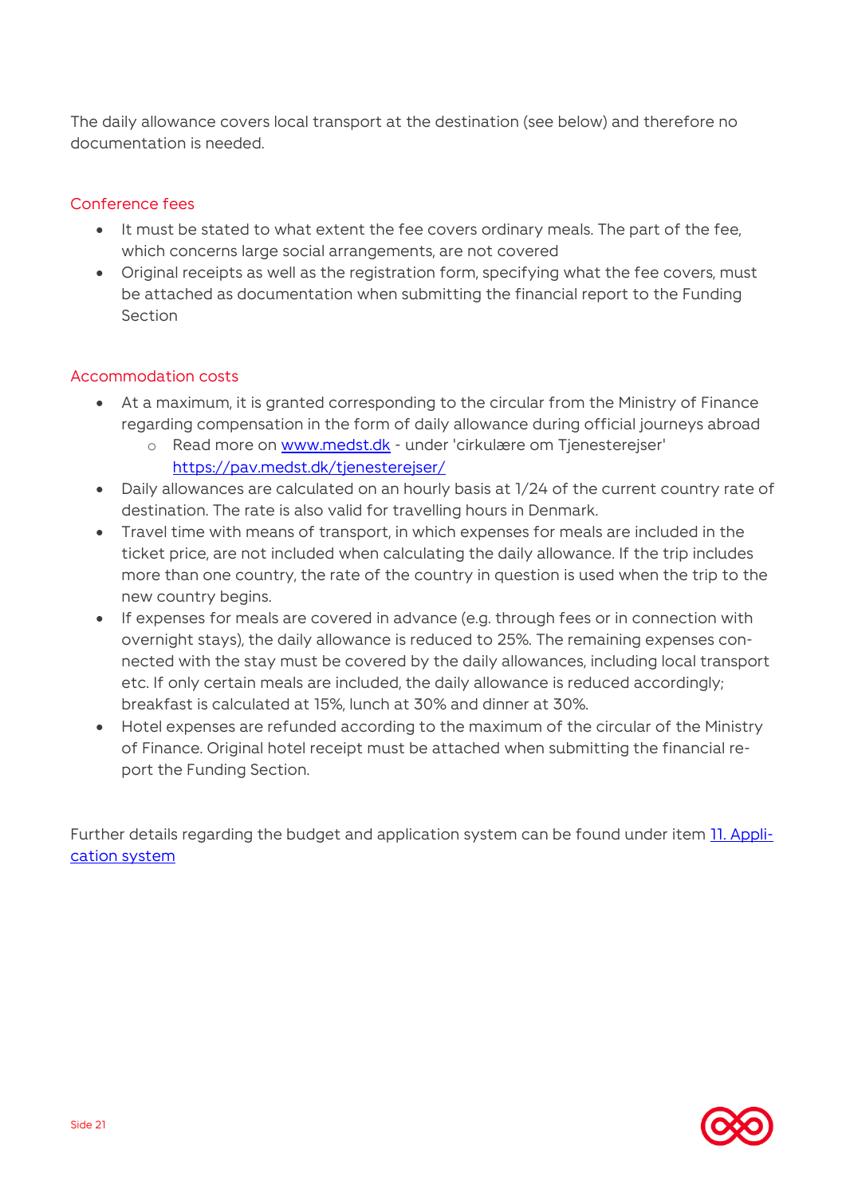The daily allowance covers local transport at the destination (see below) and therefore no documentation is needed.

### Conference fees

- It must be stated to what extent the fee covers ordinary meals. The part of the fee, which concerns large social arrangements, are not covered
- Original receipts as well as the registration form, specifying what the fee covers, must be attached as documentation when submitting the financial report to the Funding Section

### Accommodation costs

- At a maximum, it is granted corresponding to the circular from the Ministry of Finance regarding compensation in the form of daily allowance during official journeys abroad
  - Read more on [www.medst.dk](http://www.medst.dk) - under 'cirkulære om Tjenesterejser' [https://pav.medst.dk/tjenesterejser/](https://pav.medst.dk/tjenesterejser/)
- Daily allowances are calculated on an hourly basis at 1/24 of the current country rate of destination. The rate is also valid for travelling hours in Denmark.
- Travel time with means of transport, in which expenses for meals are included in the ticket price, are not included when calculating the daily allowance. If the trip includes more than one country, the rate of the country in question is used when the trip to the new country begins.
- If expenses for meals are covered in advance (e.g. through fees or in connection with overnight stays), the daily allowance is reduced to 25%. The remaining expenses connected with the stay must be covered by the daily allowances, including local transport etc. If only certain meals are included, the daily allowance is reduced accordingly; breakfast is calculated at 15%, lunch at 30% and dinner at 30%.
- Hotel expenses are refunded according to the maximum of the circular of the Ministry of Finance. Original hotel receipt must be attached when submitting the financial report the Funding Section.

Further details regarding the budget and application system can be found under item [11. Application system]()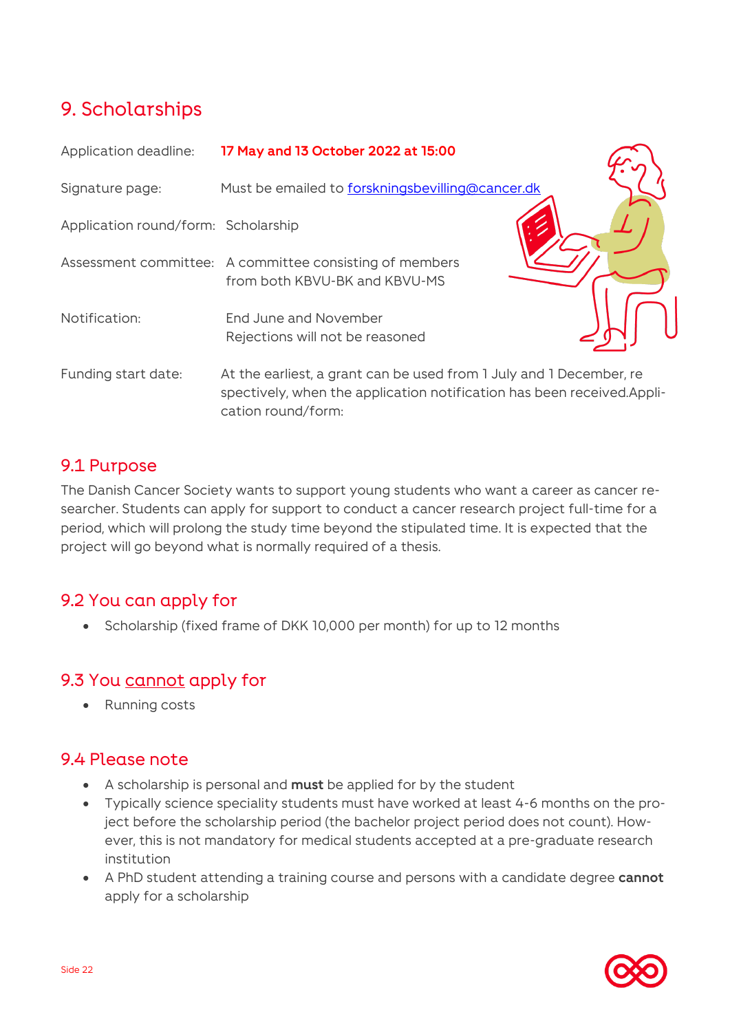## 9. Scholarships

| | |
|---|---|
| Application deadline: | **17 May and 13 October 2022 at 15:00** |
| Signature page: | Must be emailed to forskningsbevilling@cancer.dk |
| Application round/form: | Scholarship |
| Assessment committee: | A committee consisting of members from both KBVU-BK and KBVU-MS |
| Notification: | End June and November<br>Rejections will not be reasoned |
| Funding start date: | At the earliest, a grant can be used from 1 July and 1 December, re spectively, when the application notification has been received.Appli-cation round/form: |

### 9.1 Purpose

The Danish Cancer Society wants to support young students who want a career as cancer re-searcher. Students can apply for support to conduct a cancer research project full-time for a period, which will prolong the study time beyond the stipulated time. It is expected that the project will go beyond what is normally required of a thesis.

### 9.2 You can apply for

- Scholarship (fixed frame of DKK 10,000 per month) for up to 12 months

### 9.3 You cannot apply for

- Running costs

### 9.4 Please note

- A scholarship is personal and **must** be applied for by the student
- Typically science speciality students must have worked at least 4-6 months on the pro-ject before the scholarship period (the bachelor project period does not count). How-ever, this is not mandatory for medical students accepted at a pre-graduate research institution
- A PhD student attending a training course and persons with a candidate degree **cannot** apply for a scholarship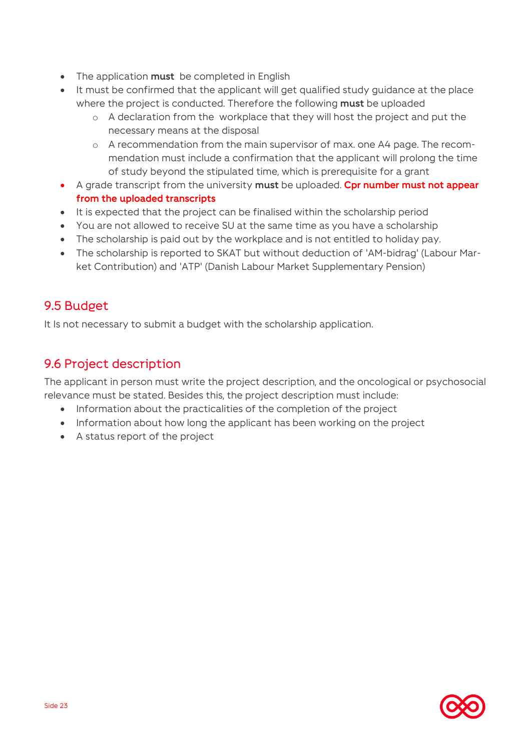- The application **must** be completed in English
- It must be confirmed that the applicant will get qualified study guidance at the place where the project is conducted. Therefore the following **must** be uploaded
  - A declaration from the workplace that they will host the project and put the necessary means at the disposal
  - A recommendation from the main supervisor of max. one A4 page. The recommendation must include a confirmation that the applicant will prolong the time of study beyond the stipulated time, which is prerequisite for a grant
- A grade transcript from the university **must** be uploaded. **Cpr number must not appear from the uploaded transcripts**
- It is expected that the project can be finalised within the scholarship period
- You are not allowed to receive SU at the same time as you have a scholarship
- The scholarship is paid out by the workplace and is not entitled to holiday pay.
- The scholarship is reported to SKAT but without deduction of 'AM-bidrag' (Labour Market Contribution) and 'ATP' (Danish Labour Market Supplementary Pension)

## 9.5 Budget

It Is not necessary to submit a budget with the scholarship application.

## 9.6 Project description

The applicant in person must write the project description, and the oncological or psychosocial relevance must be stated. Besides this, the project description must include:

- Information about the practicalities of the completion of the project
- Information about how long the applicant has been working on the project
- A status report of the project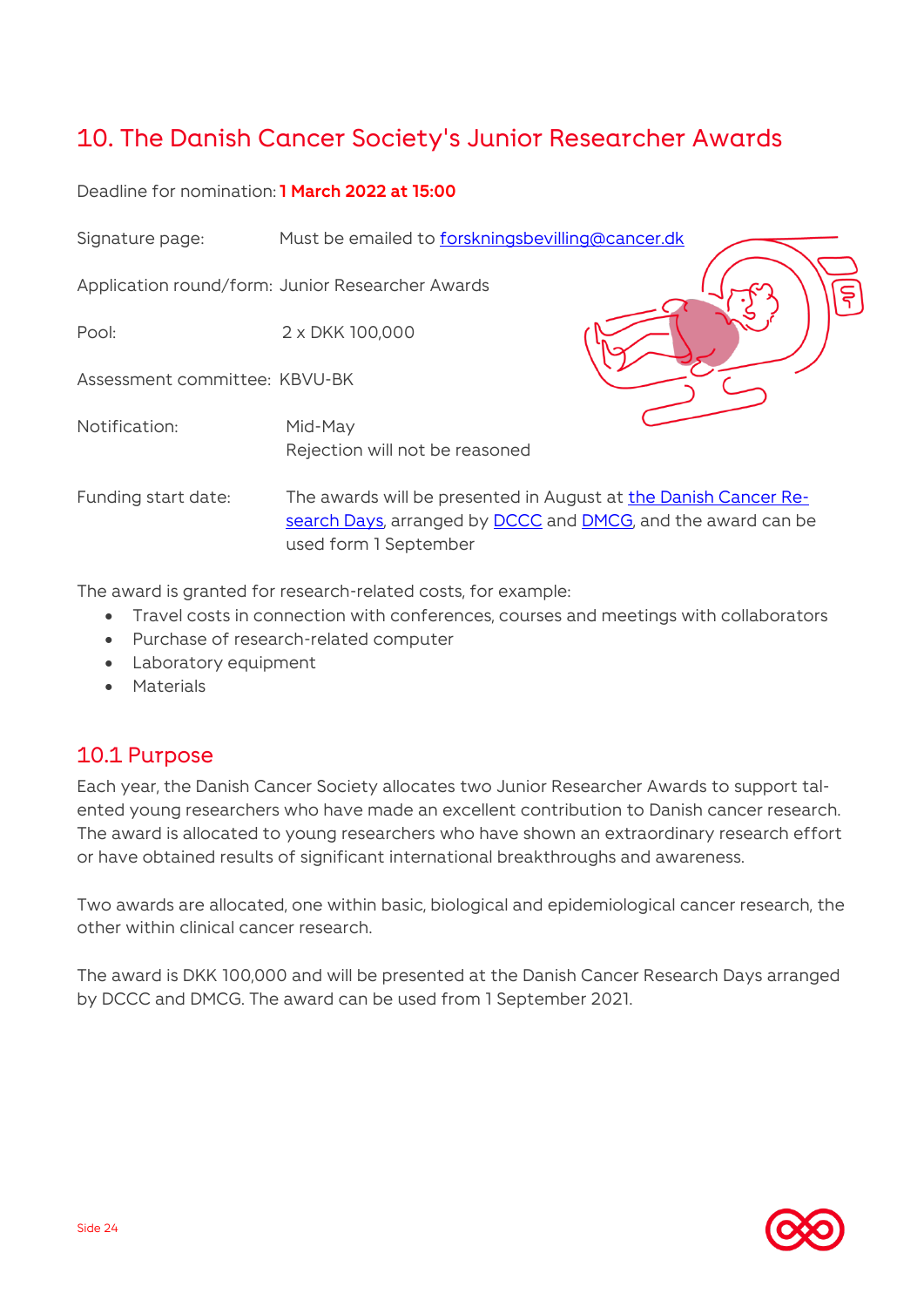## 10. The Danish Cancer Society's Junior Researcher Awards

Deadline for nomination: **1 March 2022 at 15:00**

| | |
|---|---|
| Signature page: | Must be emailed to forskningsbevilling@cancer.dk |
| Application round/form: | Junior Researcher Awards |
| Pool: | 2 x DKK 100,000 |
| Assessment committee: | KBVU-BK |
| Notification: | Mid-May<br>Rejection will not be reasoned |
| Funding start date: | The awards will be presented in August at the Danish Cancer Research Days, arranged by DCCC and DMCG, and the award can be used form 1 September |

The award is granted for research-related costs, for example:

- Travel costs in connection with conferences, courses and meetings with collaborators
- Purchase of research-related computer
- Laboratory equipment
- Materials

### 10.1 Purpose

Each year, the Danish Cancer Society allocates two Junior Researcher Awards to support talented young researchers who have made an excellent contribution to Danish cancer research. The award is allocated to young researchers who have shown an extraordinary research effort or have obtained results of significant international breakthroughs and awareness.

Two awards are allocated, one within basic, biological and epidemiological cancer research, the other within clinical cancer research.

The award is DKK 100,000 and will be presented at the Danish Cancer Research Days arranged by DCCC and DMCG. The award can be used from 1 September 2021.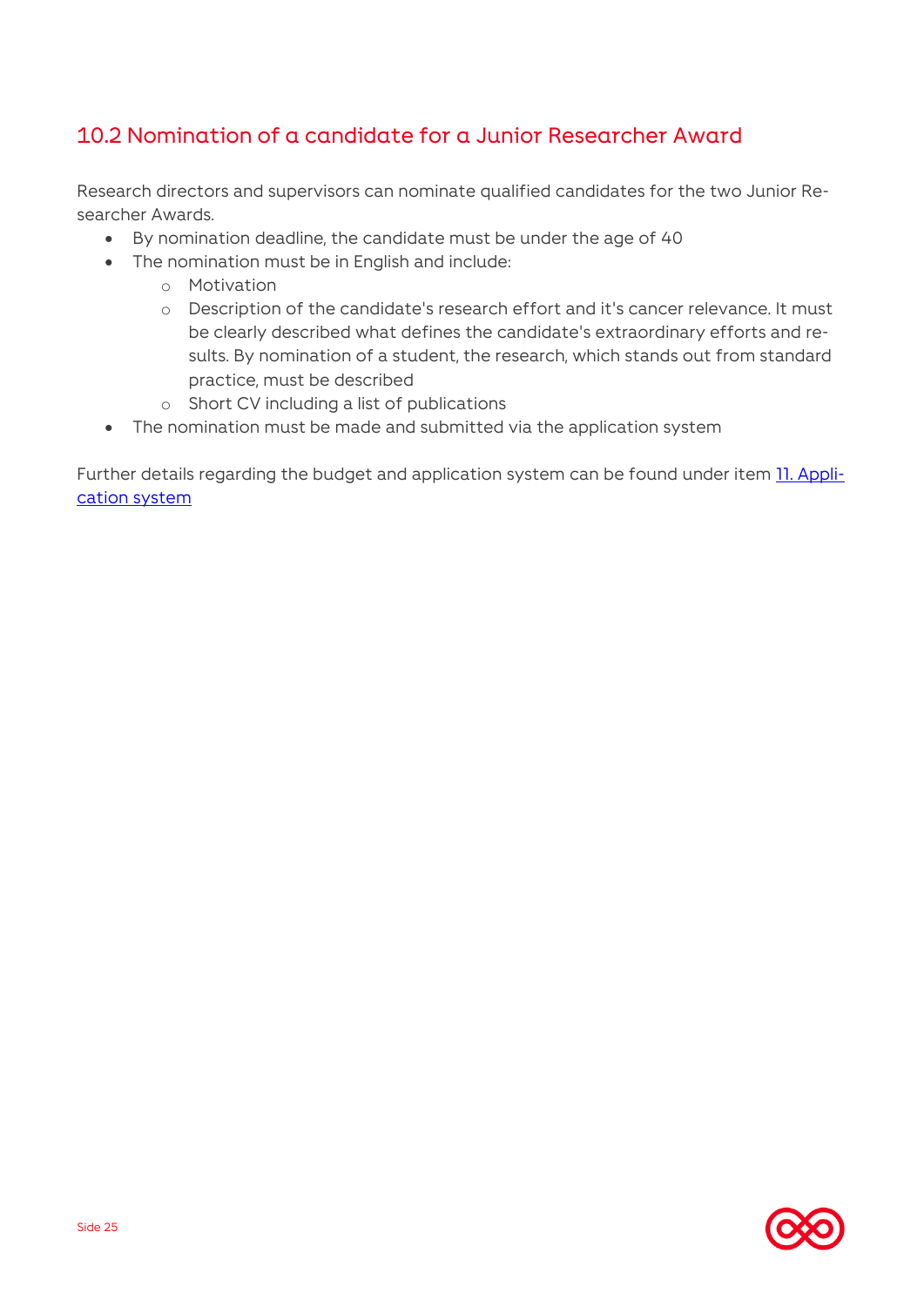## 10.2 Nomination of a candidate for a Junior Researcher Award

Research directors and supervisors can nominate qualified candidates for the two Junior Researcher Awards.

- By nomination deadline, the candidate must be under the age of 40
- The nomination must be in English and include:
  - Motivation
  - Description of the candidate's research effort and it's cancer relevance. It must be clearly described what defines the candidate's extraordinary efforts and results. By nomination of a student, the research, which stands out from standard practice, must be described
  - Short CV including a list of publications
- The nomination must be made and submitted via the application system

Further details regarding the budget and application system can be found under item [11. Application system]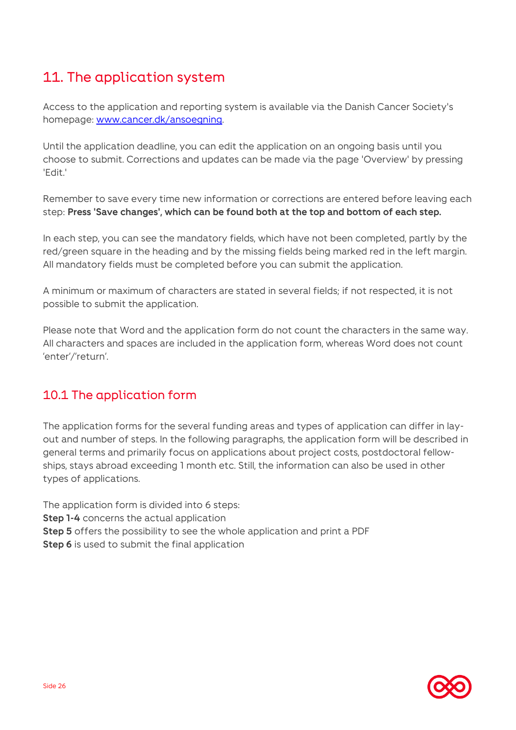# 11. The application system

Access to the application and reporting system is available via the Danish Cancer Society's homepage: [www.cancer.dk/ansoegning](http://www.cancer.dk/ansoegning).

Until the application deadline, you can edit the application on an ongoing basis until you choose to submit. Corrections and updates can be made via the page 'Overview' by pressing 'Edit.'

Remember to save every time new information or corrections are entered before leaving each step: **Press 'Save changes', which can be found both at the top and bottom of each step.**

In each step, you can see the mandatory fields, which have not been completed, partly by the red/green square in the heading and by the missing fields being marked red in the left margin. All mandatory fields must be completed before you can submit the application.

A minimum or maximum of characters are stated in several fields; if not respected, it is not possible to submit the application.

Please note that Word and the application form do not count the characters in the same way. All characters and spaces are included in the application form, whereas Word does not count 'enter'/'return'.

## 10.1 The application form

The application forms for the several funding areas and types of application can differ in lay-out and number of steps. In the following paragraphs, the application form will be described in general terms and primarily focus on applications about project costs, postdoctoral fellow-ships, stays abroad exceeding 1 month etc. Still, the information can also be used in other types of applications.

The application form is divided into 6 steps:
**Step 1-4** concerns the actual application
**Step 5** offers the possibility to see the whole application and print a PDF
**Step 6** is used to submit the final application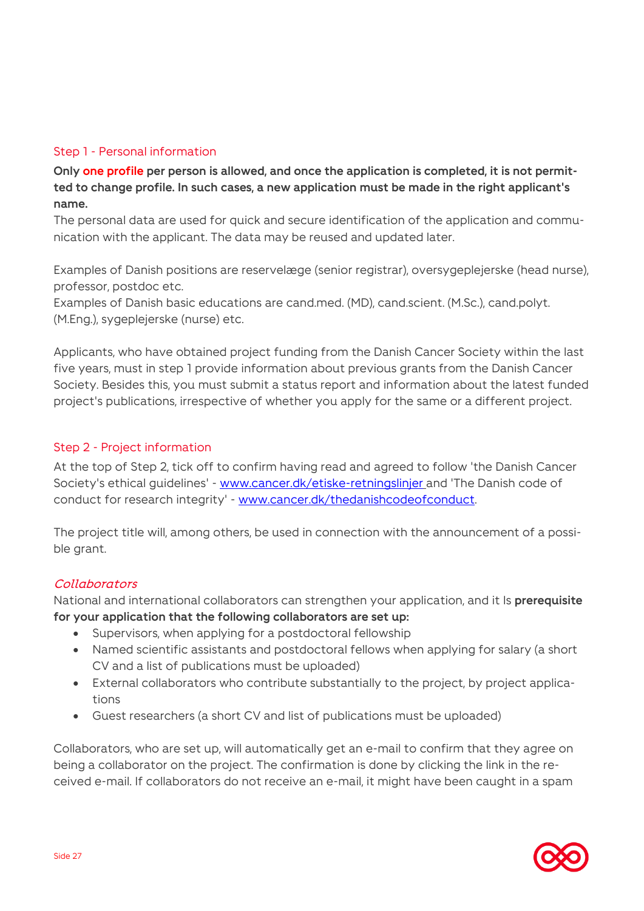## Step 1 - Personal information

**Only one profile per person is allowed, and once the application is completed, it is not permitted to change profile. In such cases, a new application must be made in the right applicant's name.**

The personal data are used for quick and secure identification of the application and communication with the applicant. The data may be reused and updated later.

Examples of Danish positions are reservelæge (senior registrar), oversygeplejerske (head nurse), professor, postdoc etc.

Examples of Danish basic educations are cand.med. (MD), cand.scient. (M.Sc.), cand.polyt. (M.Eng.), sygeplejerske (nurse) etc.

Applicants, who have obtained project funding from the Danish Cancer Society within the last five years, must in step 1 provide information about previous grants from the Danish Cancer Society. Besides this, you must submit a status report and information about the latest funded project's publications, irrespective of whether you apply for the same or a different project.

## Step 2 - Project information

At the top of Step 2, tick off to confirm having read and agreed to follow 'the Danish Cancer Society's ethical guidelines' - www.cancer.dk/etiske-retningslinjer and 'The Danish code of conduct for research integrity' - www.cancer.dk/thedanishcodeofconduct.

The project title will, among others, be used in connection with the announcement of a possible grant.

### *Collaborators*

National and international collaborators can strengthen your application, and it Is **prerequisite for your application that the following collaborators are set up:**

- Supervisors, when applying for a postdoctoral fellowship
- Named scientific assistants and postdoctoral fellows when applying for salary (a short CV and a list of publications must be uploaded)
- External collaborators who contribute substantially to the project, by project applications
- Guest researchers (a short CV and list of publications must be uploaded)

Collaborators, who are set up, will automatically get an e-mail to confirm that they agree on being a collaborator on the project. The confirmation is done by clicking the link in the received e-mail. If collaborators do not receive an e-mail, it might have been caught in a spam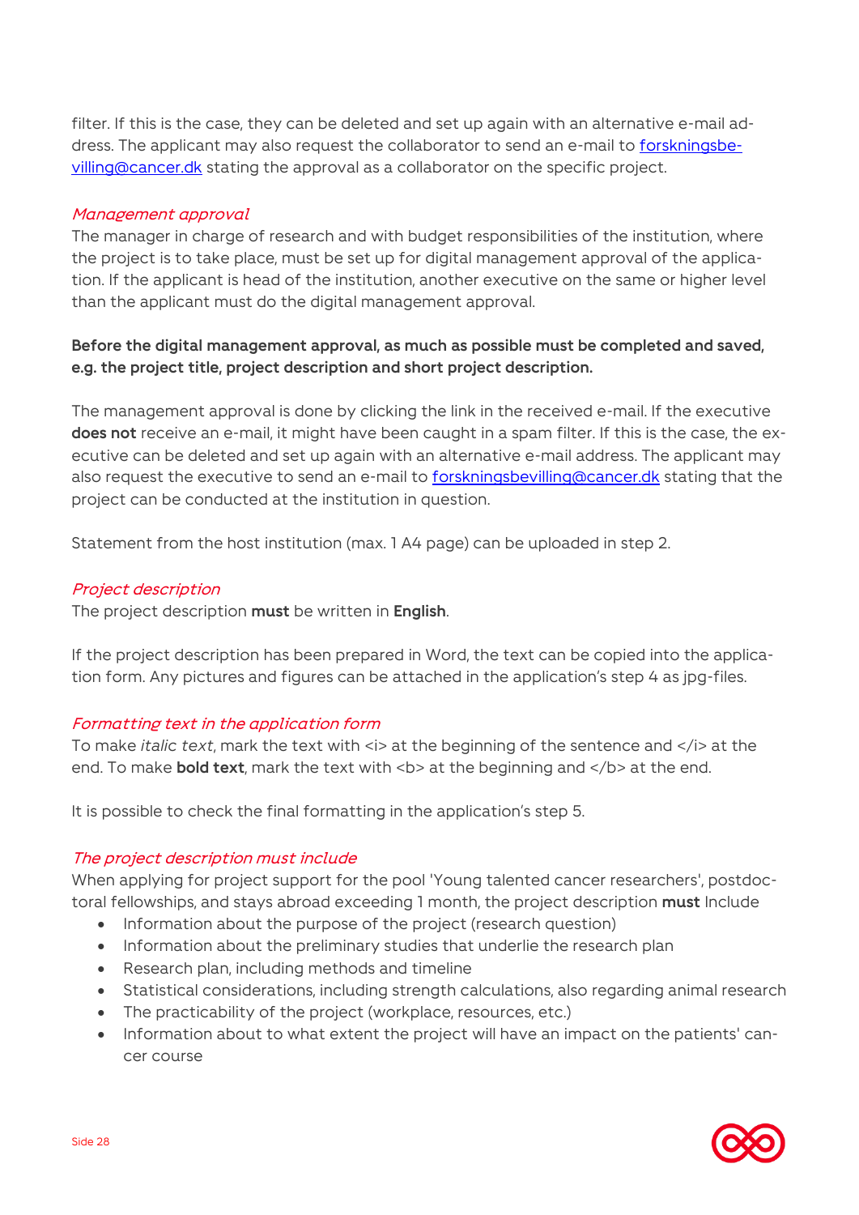filter. If this is the case, they can be deleted and set up again with an alternative e-mail address. The applicant may also request the collaborator to send an e-mail to [forskningsbevilling@cancer.dk](mailto:forskningsbevilling@cancer.dk) stating the approval as a collaborator on the specific project.

*Management approval*

The manager in charge of research and with budget responsibilities of the institution, where the project is to take place, must be set up for digital management approval of the application. If the applicant is head of the institution, another executive on the same or higher level than the applicant must do the digital management approval.

**Before the digital management approval, as much as possible must be completed and saved, e.g. the project title, project description and short project description.**

The management approval is done by clicking the link in the received e-mail. If the executive **does not** receive an e-mail, it might have been caught in a spam filter. If this is the case, the executive can be deleted and set up again with an alternative e-mail address. The applicant may also request the executive to send an e-mail to [forskningsbevilling@cancer.dk](mailto:forskningsbevilling@cancer.dk) stating that the project can be conducted at the institution in question.

Statement from the host institution (max. 1 A4 page) can be uploaded in step 2.

*Project description*

The project description **must** be written in **English**.

If the project description has been prepared in Word, the text can be copied into the application form. Any pictures and figures can be attached in the application's step 4 as jpg-files.

*Formatting text in the application form*

To make *italic text*, mark the text with <i> at the beginning of the sentence and </i> at the end. To make **bold text**, mark the text with <b> at the beginning and </b> at the end.

It is possible to check the final formatting in the application's step 5.

*The project description must include*

When applying for project support for the pool 'Young talented cancer researchers', postdoctoral fellowships, and stays abroad exceeding 1 month, the project description **must** Include

- Information about the purpose of the project (research question)
- Information about the preliminary studies that underlie the research plan
- Research plan, including methods and timeline
- Statistical considerations, including strength calculations, also regarding animal research
- The practicability of the project (workplace, resources, etc.)
- Information about to what extent the project will have an impact on the patients' cancer course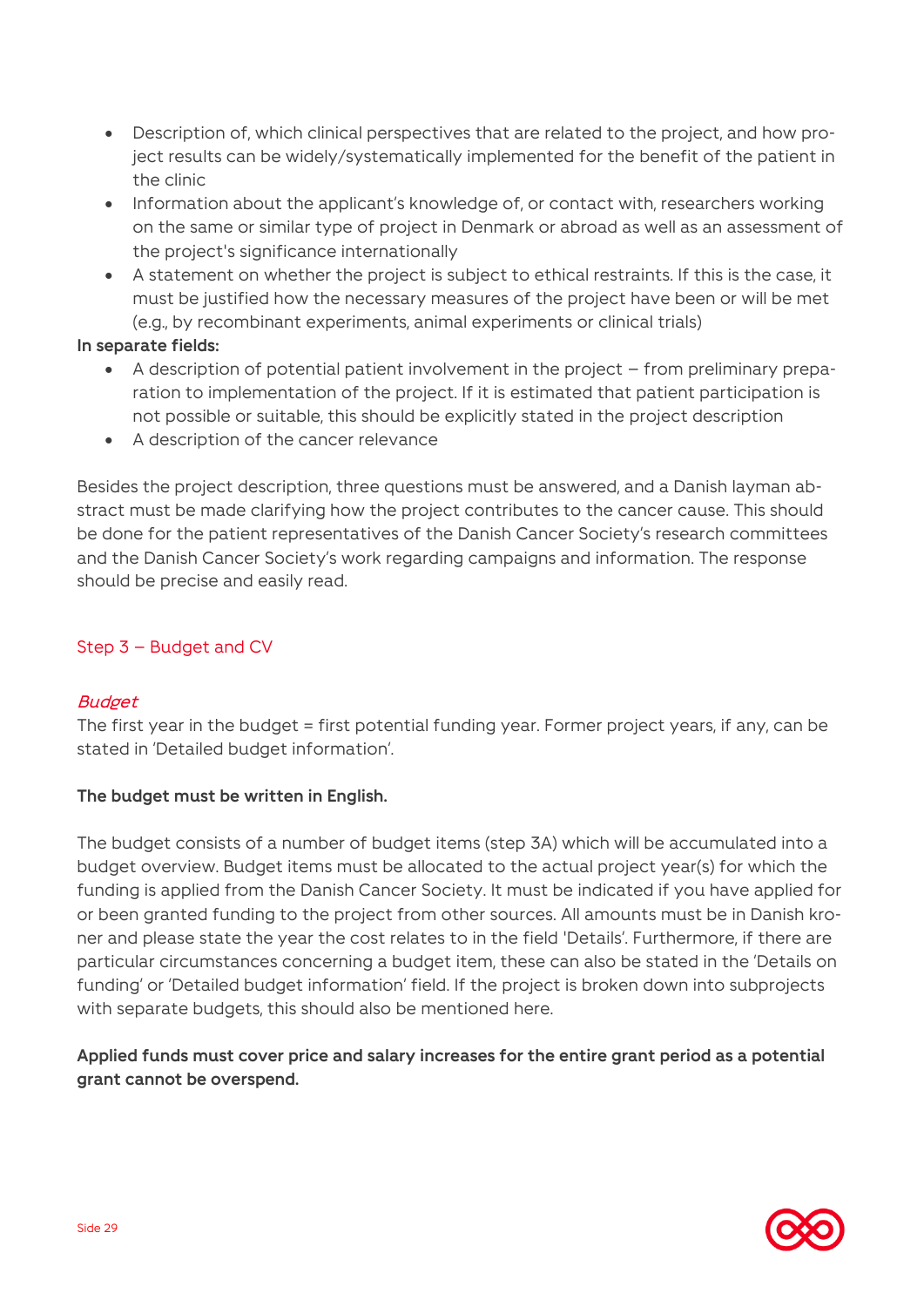- Description of, which clinical perspectives that are related to the project, and how project results can be widely/systematically implemented for the benefit of the patient in the clinic
- Information about the applicant's knowledge of, or contact with, researchers working on the same or similar type of project in Denmark or abroad as well as an assessment of the project's significance internationally
- A statement on whether the project is subject to ethical restraints. If this is the case, it must be justified how the necessary measures of the project have been or will be met (e.g., by recombinant experiments, animal experiments or clinical trials)

**In separate fields:**

- A description of potential patient involvement in the project – from preliminary preparation to implementation of the project. If it is estimated that patient participation is not possible or suitable, this should be explicitly stated in the project description
- A description of the cancer relevance

Besides the project description, three questions must be answered, and a Danish layman abstract must be made clarifying how the project contributes to the cancer cause. This should be done for the patient representatives of the Danish Cancer Society's research committees and the Danish Cancer Society's work regarding campaigns and information. The response should be precise and easily read.

## Step 3 – Budget and CV

### *Budget*

The first year in the budget = first potential funding year. Former project years, if any, can be stated in 'Detailed budget information'.

**The budget must be written in English.**

The budget consists of a number of budget items (step 3A) which will be accumulated into a budget overview. Budget items must be allocated to the actual project year(s) for which the funding is applied from the Danish Cancer Society. It must be indicated if you have applied for or been granted funding to the project from other sources. All amounts must be in Danish kroner and please state the year the cost relates to in the field 'Details'. Furthermore, if there are particular circumstances concerning a budget item, these can also be stated in the 'Details on funding' or 'Detailed budget information' field. If the project is broken down into subprojects with separate budgets, this should also be mentioned here.

**Applied funds must cover price and salary increases for the entire grant period as a potential grant cannot be overspend.**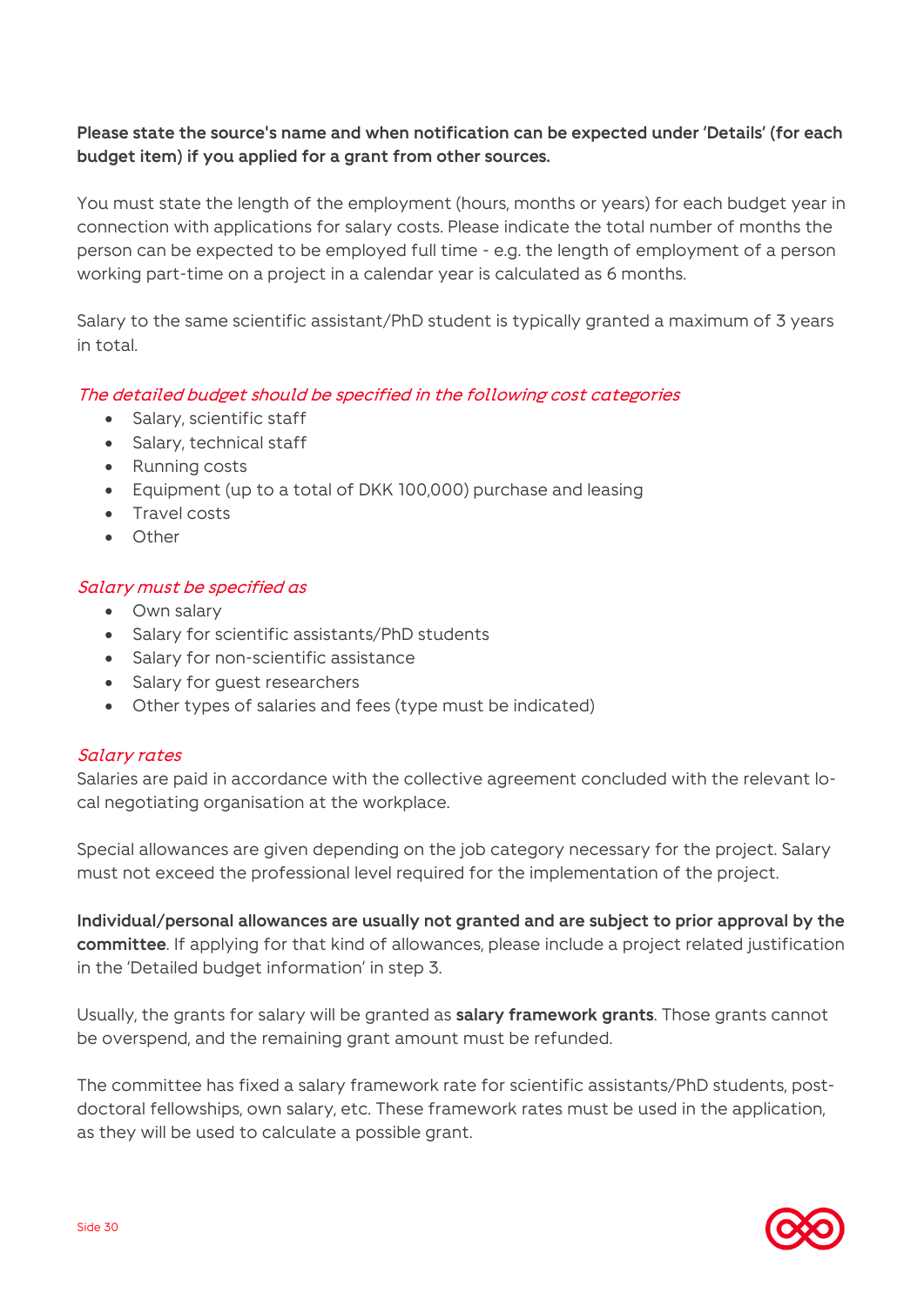**Please state the source's name and when notification can be expected under 'Details' (for each budget item) if you applied for a grant from other sources.**

You must state the length of the employment (hours, months or years) for each budget year in connection with applications for salary costs. Please indicate the total number of months the person can be expected to be employed full time - e.g. the length of employment of a person working part-time on a project in a calendar year is calculated as 6 months.

Salary to the same scientific assistant/PhD student is typically granted a maximum of 3 years in total.

*The detailed budget should be specified in the following cost categories*

- Salary, scientific staff
- Salary, technical staff
- Running costs
- Equipment (up to a total of DKK 100,000) purchase and leasing
- Travel costs
- Other

*Salary must be specified as*

- Own salary
- Salary for scientific assistants/PhD students
- Salary for non-scientific assistance
- Salary for guest researchers
- Other types of salaries and fees (type must be indicated)

*Salary rates*

Salaries are paid in accordance with the collective agreement concluded with the relevant local negotiating organisation at the workplace.

Special allowances are given depending on the job category necessary for the project. Salary must not exceed the professional level required for the implementation of the project.

**Individual/personal allowances are usually not granted and are subject to prior approval by the committee**. If applying for that kind of allowances, please include a project related justification in the 'Detailed budget information' in step 3.

Usually, the grants for salary will be granted as **salary framework grants**. Those grants cannot be overspend, and the remaining grant amount must be refunded.

The committee has fixed a salary framework rate for scientific assistants/PhD students, post-doctoral fellowships, own salary, etc. These framework rates must be used in the application, as they will be used to calculate a possible grant.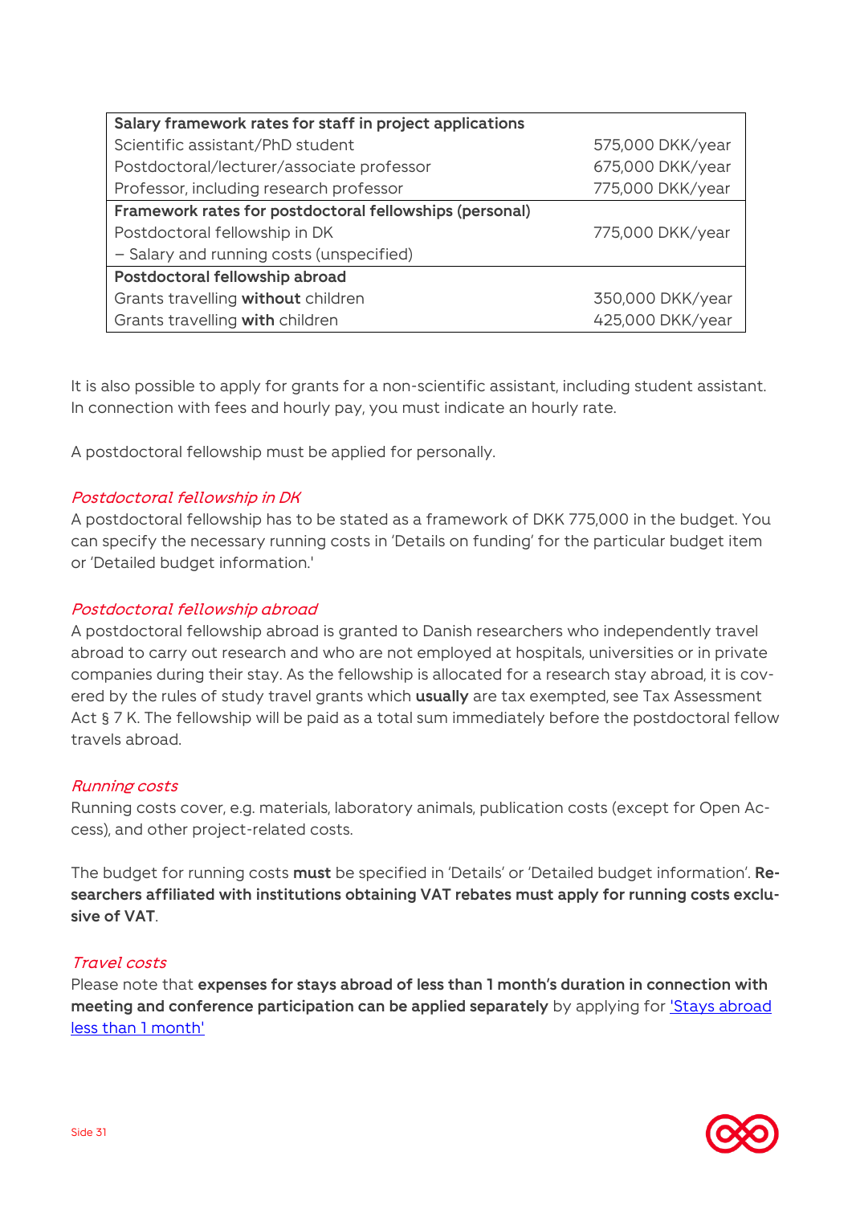| Salary framework rates for staff in project applications | |
|---|---|
| Scientific assistant/PhD student | 575,000 DKK/year |
| Postdoctoral/lecturer/associate professor | 675,000 DKK/year |
| Professor, including research professor | 775,000 DKK/year |
| **Framework rates for postdoctoral fellowships (personal)** | |
| Postdoctoral fellowship in DK | 775,000 DKK/year |
| – Salary and running costs (unspecified) | |
| **Postdoctoral fellowship abroad** | |
| Grants travelling **without** children | 350,000 DKK/year |
| Grants travelling **with** children | 425,000 DKK/year |

It is also possible to apply for grants for a non-scientific assistant, including student assistant. In connection with fees and hourly pay, you must indicate an hourly rate.

A postdoctoral fellowship must be applied for personally.

*Postdoctoral fellowship in DK*

A postdoctoral fellowship has to be stated as a framework of DKK 775,000 in the budget. You can specify the necessary running costs in 'Details on funding' for the particular budget item or 'Detailed budget information.'

*Postdoctoral fellowship abroad*

A postdoctoral fellowship abroad is granted to Danish researchers who independently travel abroad to carry out research and who are not employed at hospitals, universities or in private companies during their stay. As the fellowship is allocated for a research stay abroad, it is covered by the rules of study travel grants which **usually** are tax exempted, see Tax Assessment Act § 7 K. The fellowship will be paid as a total sum immediately before the postdoctoral fellow travels abroad.

*Running costs*

Running costs cover, e.g. materials, laboratory animals, publication costs (except for Open Access), and other project-related costs.

The budget for running costs **must** be specified in 'Details' or 'Detailed budget information'. **Researchers affiliated with institutions obtaining VAT rebates must apply for running costs exclusive of VAT**.

*Travel costs*

Please note that **expenses for stays abroad of less than 1 month's duration in connection with meeting and conference participation can be applied separately** by applying for ['Stays abroad less than 1 month']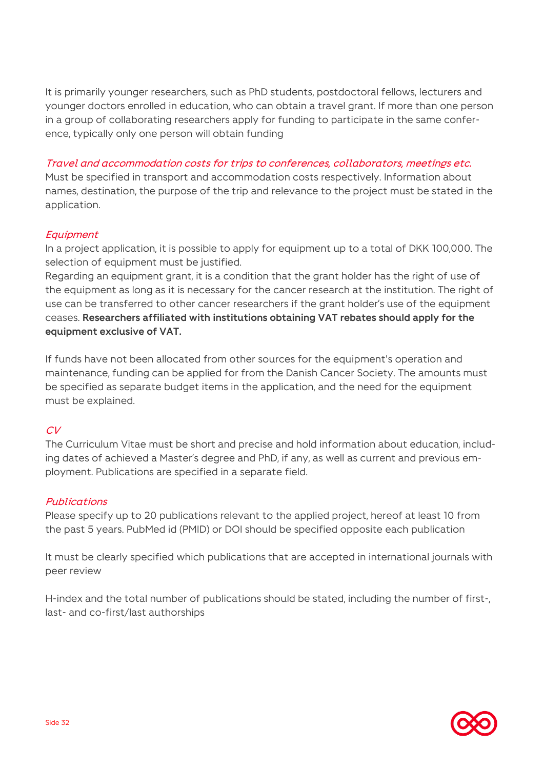It is primarily younger researchers, such as PhD students, postdoctoral fellows, lecturers and younger doctors enrolled in education, who can obtain a travel grant. If more than one person in a group of collaborating researchers apply for funding to participate in the same conference, typically only one person will obtain funding

*Travel and accommodation costs for trips to conferences, collaborators, meetings etc.*

Must be specified in transport and accommodation costs respectively. Information about names, destination, the purpose of the trip and relevance to the project must be stated in the application.

*Equipment*

In a project application, it is possible to apply for equipment up to a total of DKK 100,000. The selection of equipment must be justified.

Regarding an equipment grant, it is a condition that the grant holder has the right of use of the equipment as long as it is necessary for the cancer research at the institution. The right of use can be transferred to other cancer researchers if the grant holder's use of the equipment ceases. **Researchers affiliated with institutions obtaining VAT rebates should apply for the equipment exclusive of VAT.**

If funds have not been allocated from other sources for the equipment's operation and maintenance, funding can be applied for from the Danish Cancer Society. The amounts must be specified as separate budget items in the application, and the need for the equipment must be explained.

*CV*

The Curriculum Vitae must be short and precise and hold information about education, including dates of achieved a Master's degree and PhD, if any, as well as current and previous employment. Publications are specified in a separate field.

*Publications*

Please specify up to 20 publications relevant to the applied project, hereof at least 10 from the past 5 years. PubMed id (PMID) or DOI should be specified opposite each publication

It must be clearly specified which publications that are accepted in international journals with peer review

H-index and the total number of publications should be stated, including the number of first-, last- and co-first/last authorships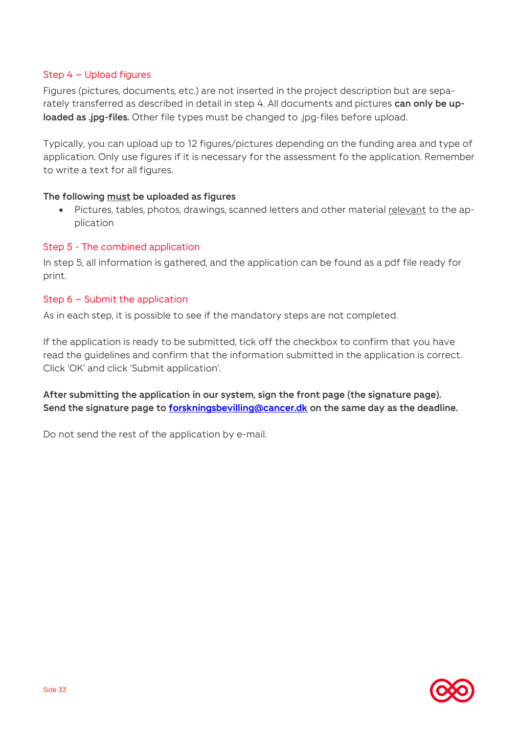### Step 4 – Upload figures

Figures (pictures, documents, etc.) are not inserted in the project description but are separately transferred as described in detail in step 4. All documents and pictures **can only be uploaded as .jpg-files.** Other file types must be changed to .jpg-files before upload.

Typically, you can upload up to 12 figures/pictures depending on the funding area and type of application. Only use figures if it is necessary for the assessment fo the application. Remember to write a text for all figures.

**The following must be uploaded as figures**

- Pictures, tables, photos, drawings, scanned letters and other material relevant to the application

### Step 5 - The combined application

In step 5, all information is gathered, and the application can be found as a pdf file ready for print.

### Step 6 – Submit the application

As in each step, it is possible to see if the mandatory steps are not completed.

If the application is ready to be submitted, tick off the checkbox to confirm that you have read the guidelines and confirm that the information submitted in the application is correct. Click 'OK' and click 'Submit application'.

**After submitting the application in our system, sign the front page (the signature page). Send the signature page to forskningsbevilling@cancer.dk on the same day as the deadline.**

Do not send the rest of the application by e-mail.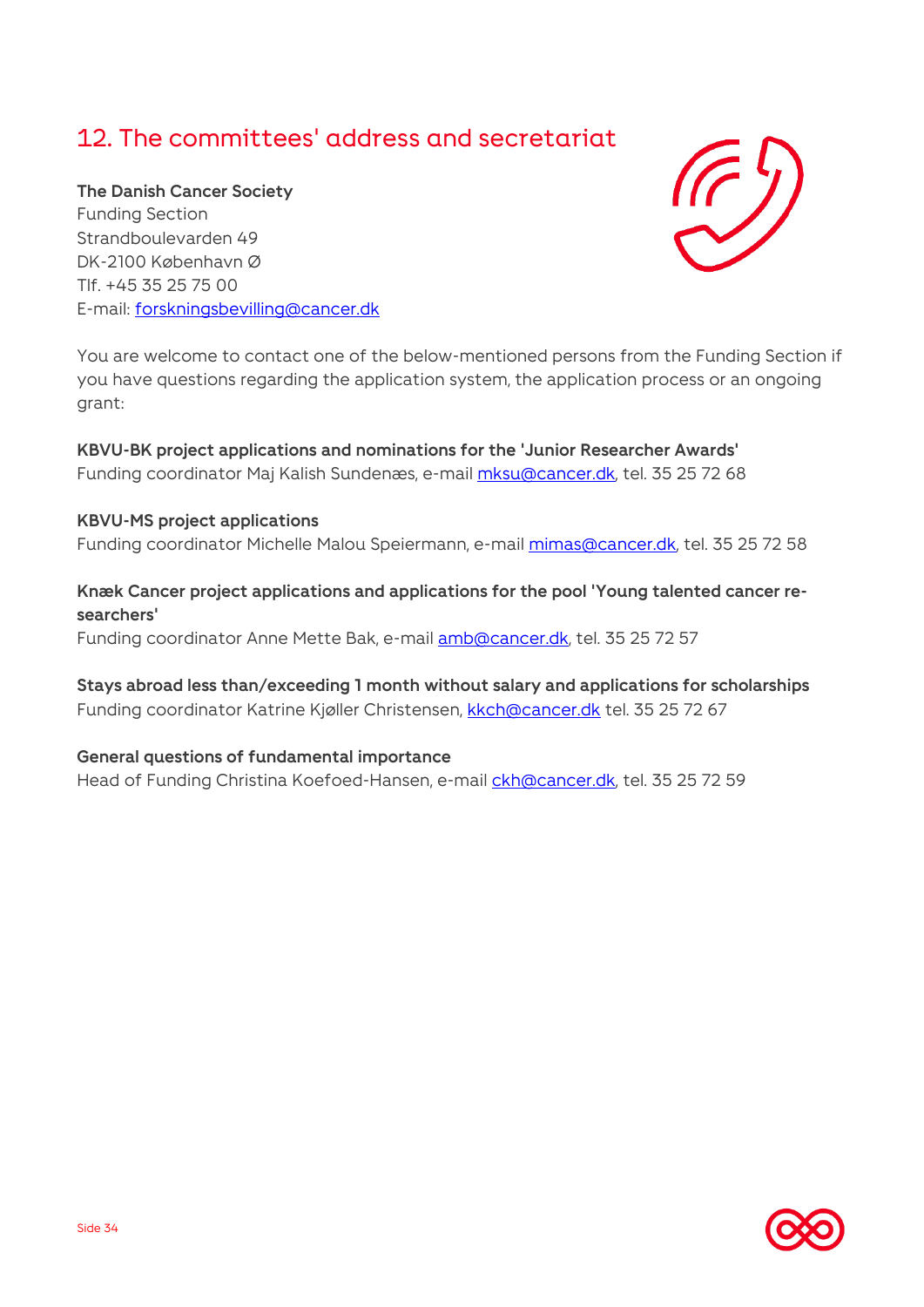## 12. The committees' address and secretariat

**The Danish Cancer Society**
Funding Section
Strandboulevarden 49
DK-2100 København Ø
Tlf. +45 35 25 75 00
E-mail: forskningsbevilling@cancer.dk

You are welcome to contact one of the below-mentioned persons from the Funding Section if you have questions regarding the application system, the application process or an ongoing grant:

**KBVU-BK project applications and nominations for the 'Junior Researcher Awards'**
Funding coordinator Maj Kalish Sundenæs, e-mail mksu@cancer.dk, tel. 35 25 72 68

**KBVU-MS project applications**
Funding coordinator Michelle Malou Speiermann, e-mail mimas@cancer.dk, tel. 35 25 72 58

**Knæk Cancer project applications and applications for the pool 'Young talented cancer researchers'**
Funding coordinator Anne Mette Bak, e-mail amb@cancer.dk, tel. 35 25 72 57

**Stays abroad less than/exceeding 1 month without salary and applications for scholarships**
Funding coordinator Katrine Kjøller Christensen, kkch@cancer.dk tel. 35 25 72 67

**General questions of fundamental importance**
Head of Funding Christina Koefoed-Hansen, e-mail ckh@cancer.dk, tel. 35 25 72 59